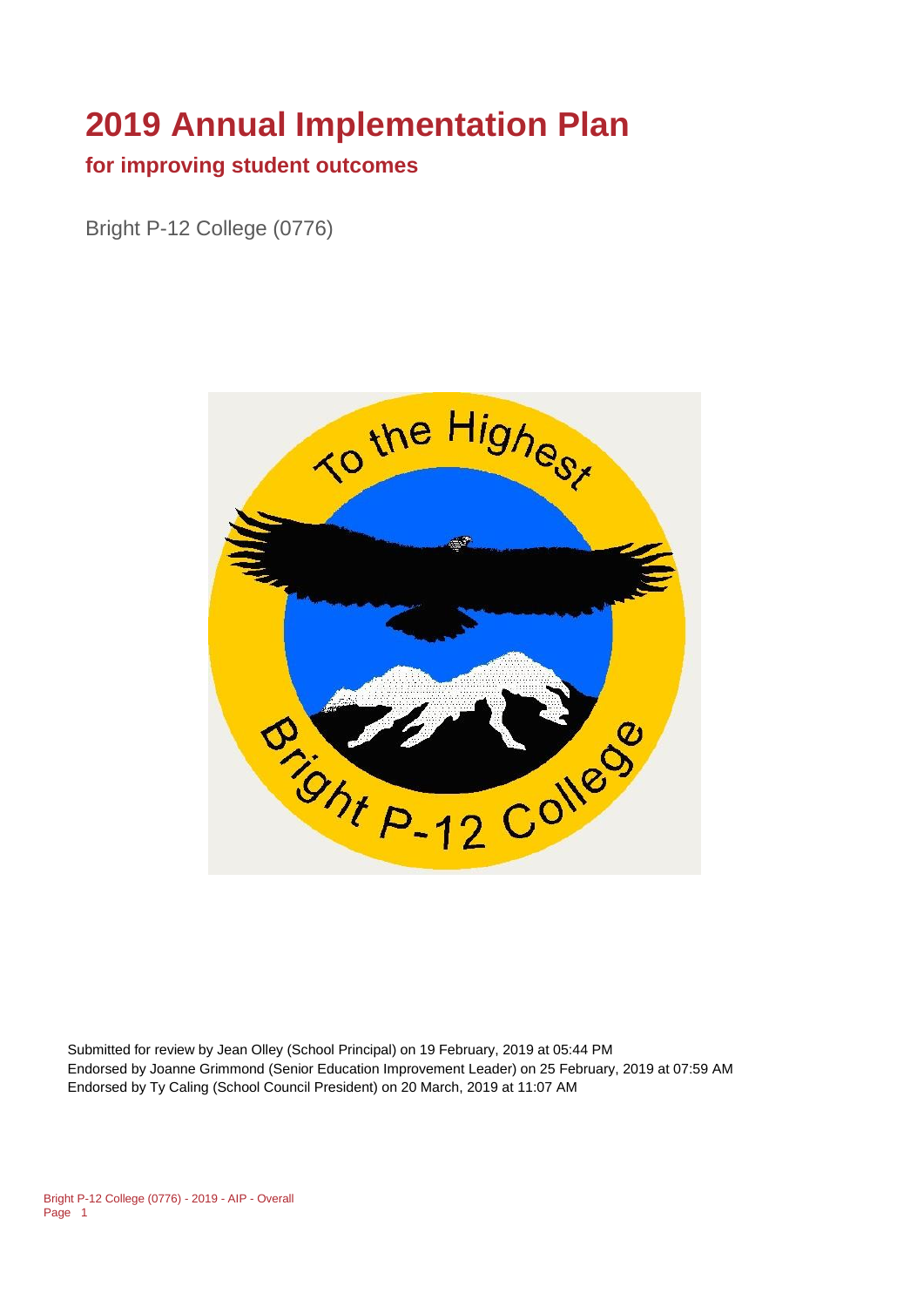# 2019 Annual Implementation Plan

## for improving student outcomes

Bright P-12 College (0776)

Submitted for review by Jean Olley (School Principal) on 19 February, 2019 at 05:44 PM
Endorsed by Joanne Grimmond (Senior Education Improvement Leader) on 25 February, 2019 at 07:59 AM
Endorsed by Ty Caling (School Council President) on 20 March, 2019 at 11:07 AM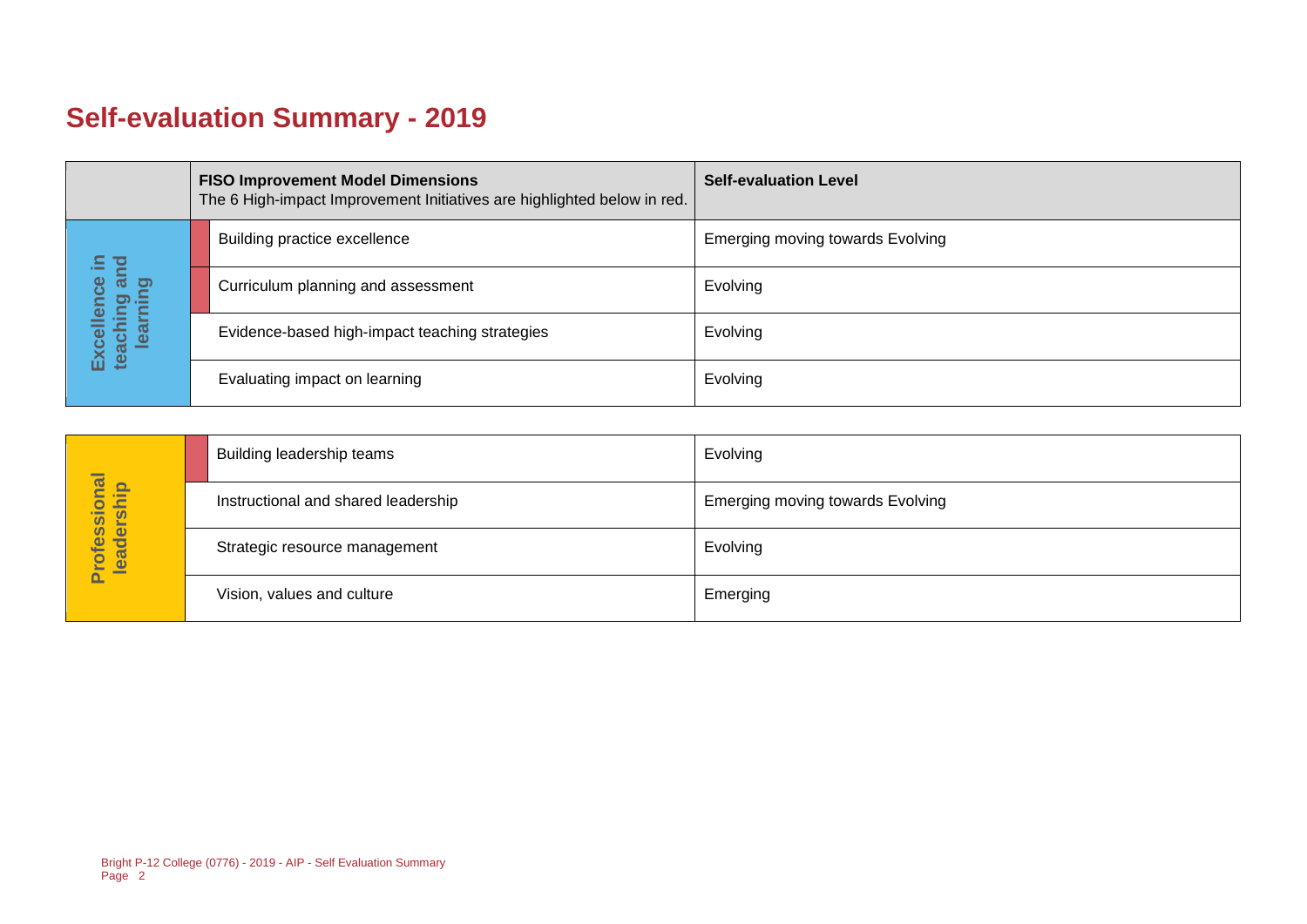# Self-evaluation Summary - 2019

| | FISO Improvement Model Dimensions<br>The 6 High-impact Improvement Initiatives are highlighted below in red. | Self-evaluation Level |
|---|---|---|
| Excellence in teaching and learning | Building practice excellence | Emerging moving towards Evolving |
| | Curriculum planning and assessment | Evolving |
| | Evidence-based high-impact teaching strategies | Evolving |
| | Evaluating impact on learning | Evolving |

| | | |
|---|---|---|
| Professional leadership | Building leadership teams | Evolving |
| | Instructional and shared leadership | Emerging moving towards Evolving |
| | Strategic resource management | Evolving |
| | Vision, values and culture | Emerging |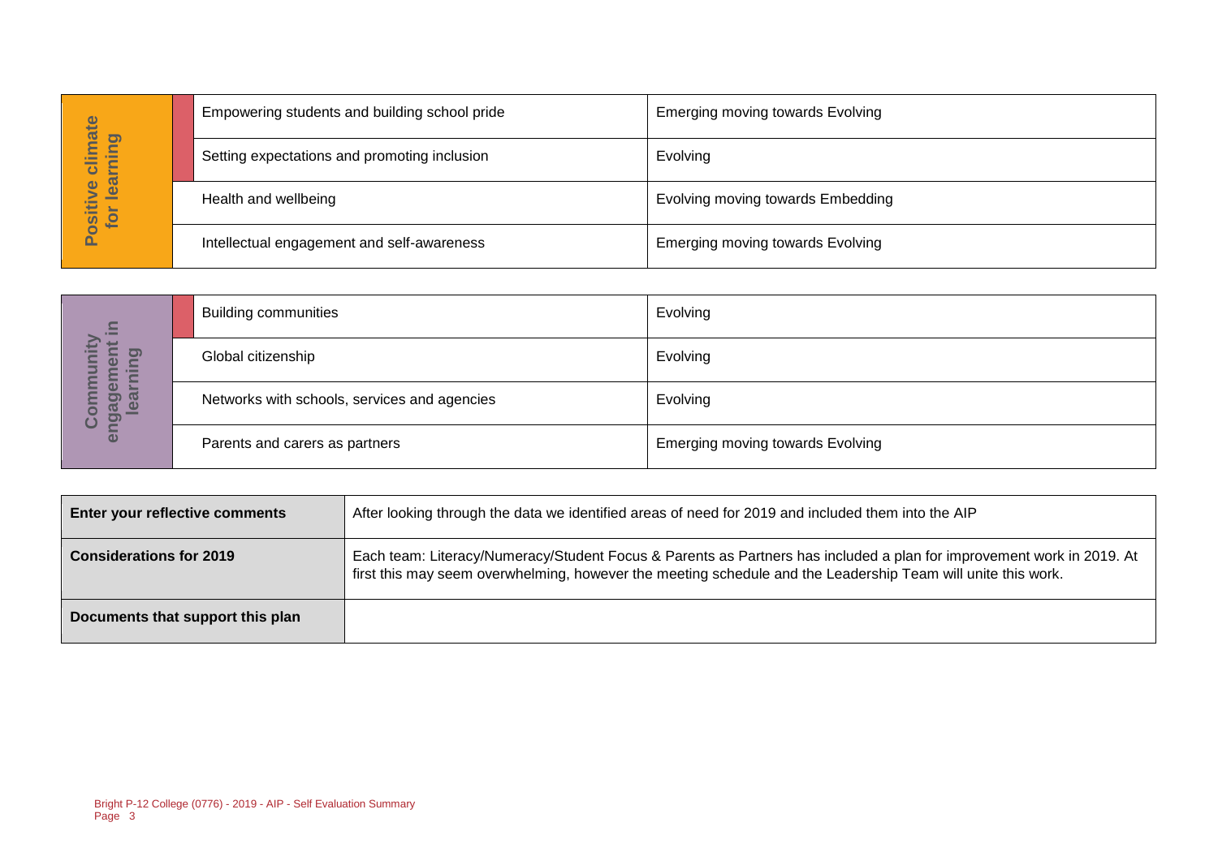| Positive climate for learning | |
| --- | --- |
| Empowering students and building school pride | Emerging moving towards Evolving |
| Setting expectations and promoting inclusion | Evolving |
| Health and wellbeing | Evolving moving towards Embedding |
| Intellectual engagement and self-awareness | Emerging moving towards Evolving |

| Community engagement in learning | |
| --- | --- |
| Building communities | Evolving |
| Global citizenship | Evolving |
| Networks with schools, services and agencies | Evolving |
| Parents and carers as partners | Emerging moving towards Evolving |

| | |
| --- | --- |
| **Enter your reflective comments** | After looking through the data we identified areas of need for 2019 and included them into the AIP |
| **Considerations for 2019** | Each team: Literacy/Numeracy/Student Focus & Parents as Partners has included a plan for improvement work in 2019. At first this may seem overwhelming, however the meeting schedule and the Leadership Team will unite this work. |
| **Documents that support this plan** | |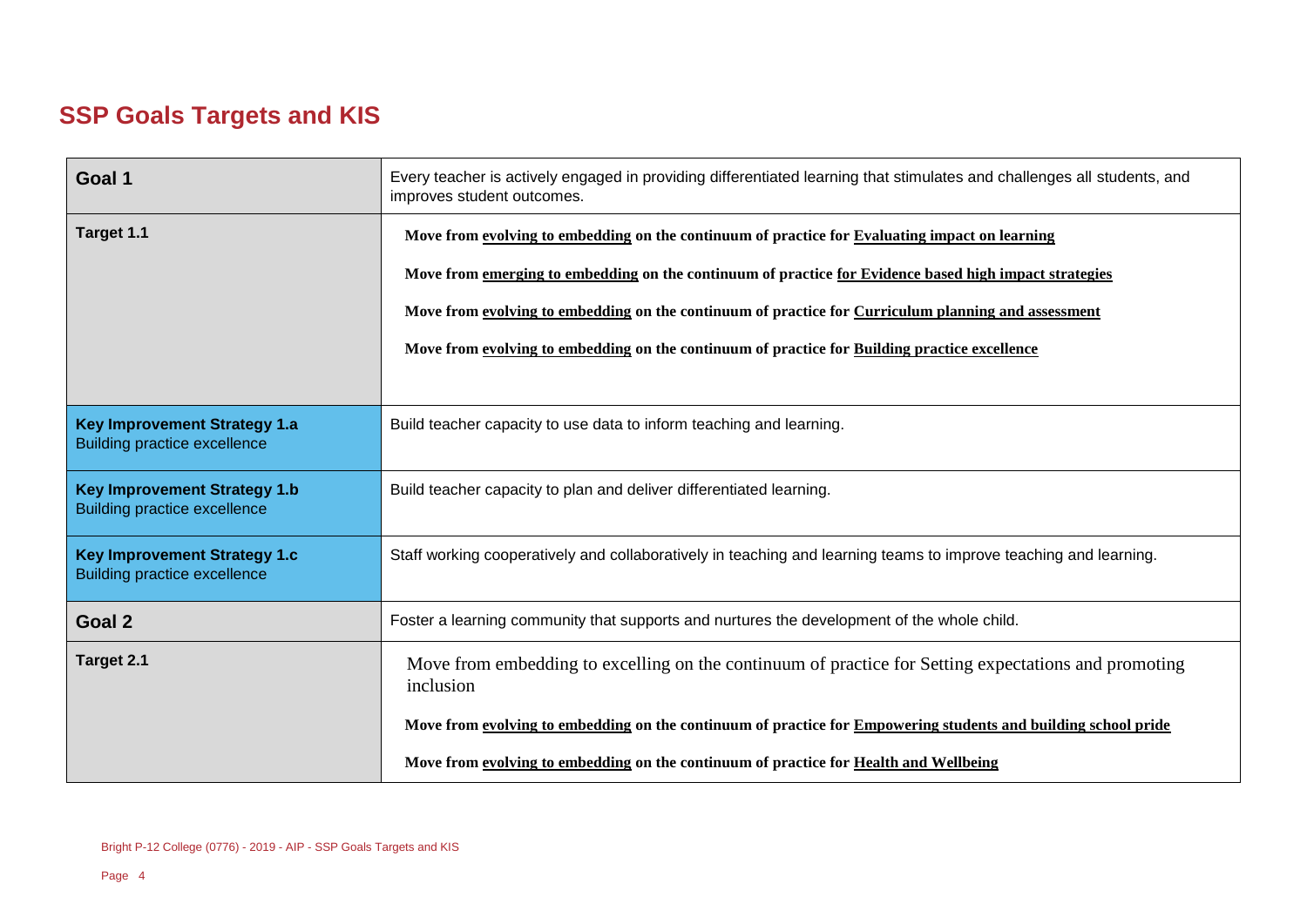## SSP Goals Targets and KIS

| | |
|---|---|
| **Goal 1** | Every teacher is actively engaged in providing differentiated learning that stimulates and challenges all students, and improves student outcomes. |
| **Target 1.1** | **Move from evolving to embedding on the continuum of practice for Evaluating impact on learning**<br><br>**Move from emerging to embedding on the continuum of practice for Evidence based high impact strategies**<br><br>**Move from evolving to embedding on the continuum of practice for Curriculum planning and assessment**<br><br>**Move from evolving to embedding on the continuum of practice for Building practice excellence** |
| **Key Improvement Strategy 1.a**<br>Building practice excellence | Build teacher capacity to use data to inform teaching and learning. |
| **Key Improvement Strategy 1.b**<br>Building practice excellence | Build teacher capacity to plan and deliver differentiated learning. |
| **Key Improvement Strategy 1.c**<br>Building practice excellence | Staff working cooperatively and collaboratively in teaching and learning teams to improve teaching and learning. |
| **Goal 2** | Foster a learning community that supports and nurtures the development of the whole child. |
| **Target 2.1** | Move from embedding to excelling on the continuum of practice for Setting expectations and promoting inclusion<br><br>**Move from evolving to embedding on the continuum of practice for Empowering students and building school pride**<br><br>**Move from evolving to embedding on the continuum of practice for Health and Wellbeing** |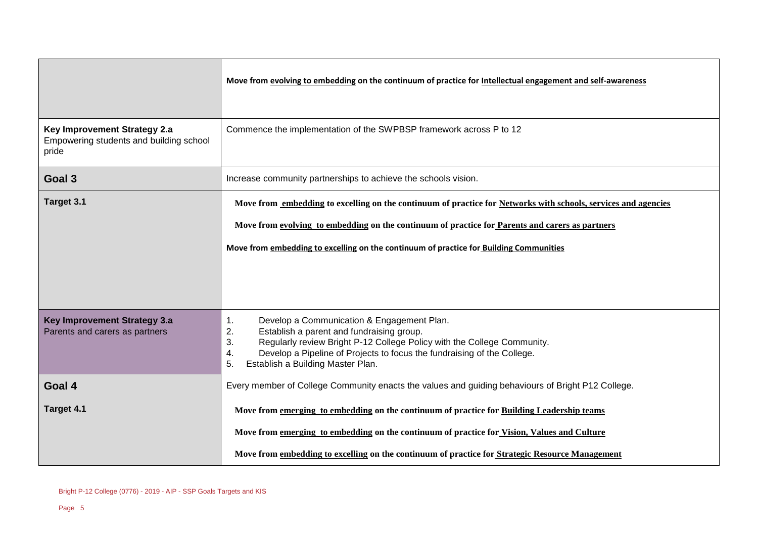| | |
|---|---|
| | **Move from evolving to embedding on the continuum of practice for Intellectual engagement and self-awareness** |
| **Key Improvement Strategy 2.a** Empowering students and building school pride | Commence the implementation of the SWPBSP framework across P to 12 |
| **Goal 3** | Increase community partnerships to achieve the schools vision. |
| **Target 3.1** | **Move from embedding to excelling on the continuum of practice for Networks with schools, services and agencies**<br><br>**Move from evolving to embedding on the continuum of practice for Parents and carers as partners**<br><br>**Move from embedding to excelling on the continuum of practice for Building Communities** |
| **Key Improvement Strategy 3.a** Parents and carers as partners | 1. Develop a Communication & Engagement Plan.<br>2. Establish a parent and fundraising group.<br>3. Regularly review Bright P-12 College Policy with the College Community.<br>4. Develop a Pipeline of Projects to focus the fundraising of the College.<br>5. Establish a Building Master Plan. |
| **Goal 4** | Every member of College Community enacts the values and guiding behaviours of Bright P12 College. |
| **Target 4.1** | **Move from emerging to embedding on the continuum of practice for Building Leadership teams**<br><br>**Move from emerging to embedding on the continuum of practice for Vision, Values and Culture**<br><br>**Move from embedding to excelling on the continuum of practice for Strategic Resource Management** |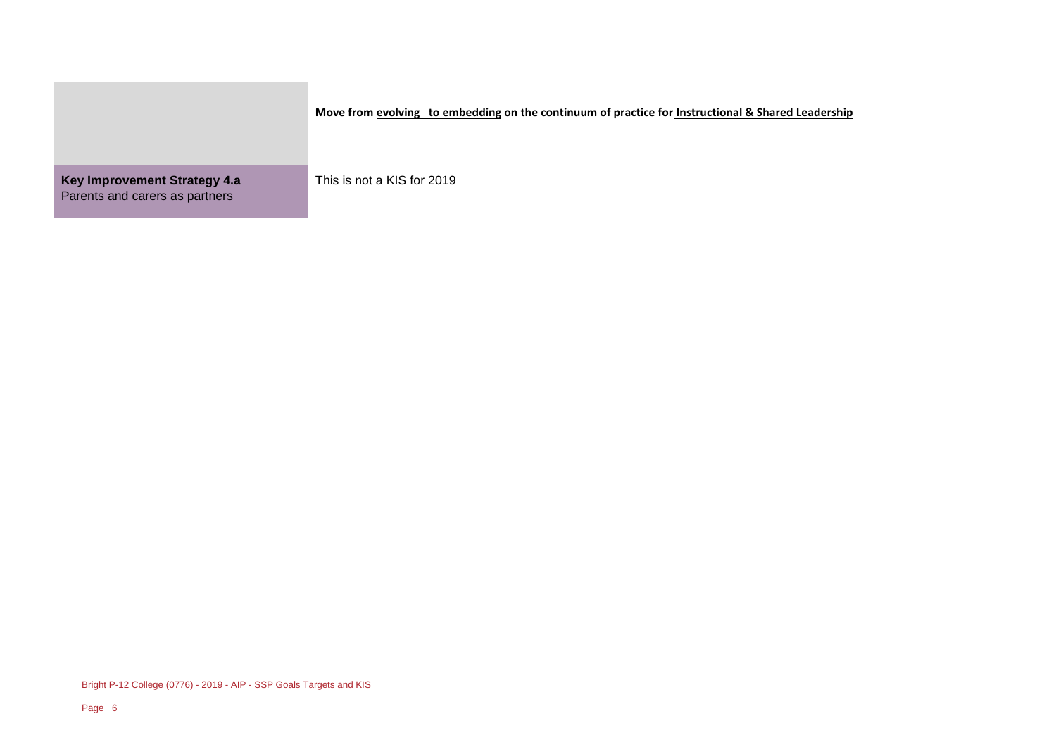| | |
|---|---|
| | **Move from <u>evolving to embedding</u> on the continuum of practice for <u>Instructional & Shared Leadership</u>** |
| **Key Improvement Strategy 4.a** Parents and carers as partners | This is not a KIS for 2019 |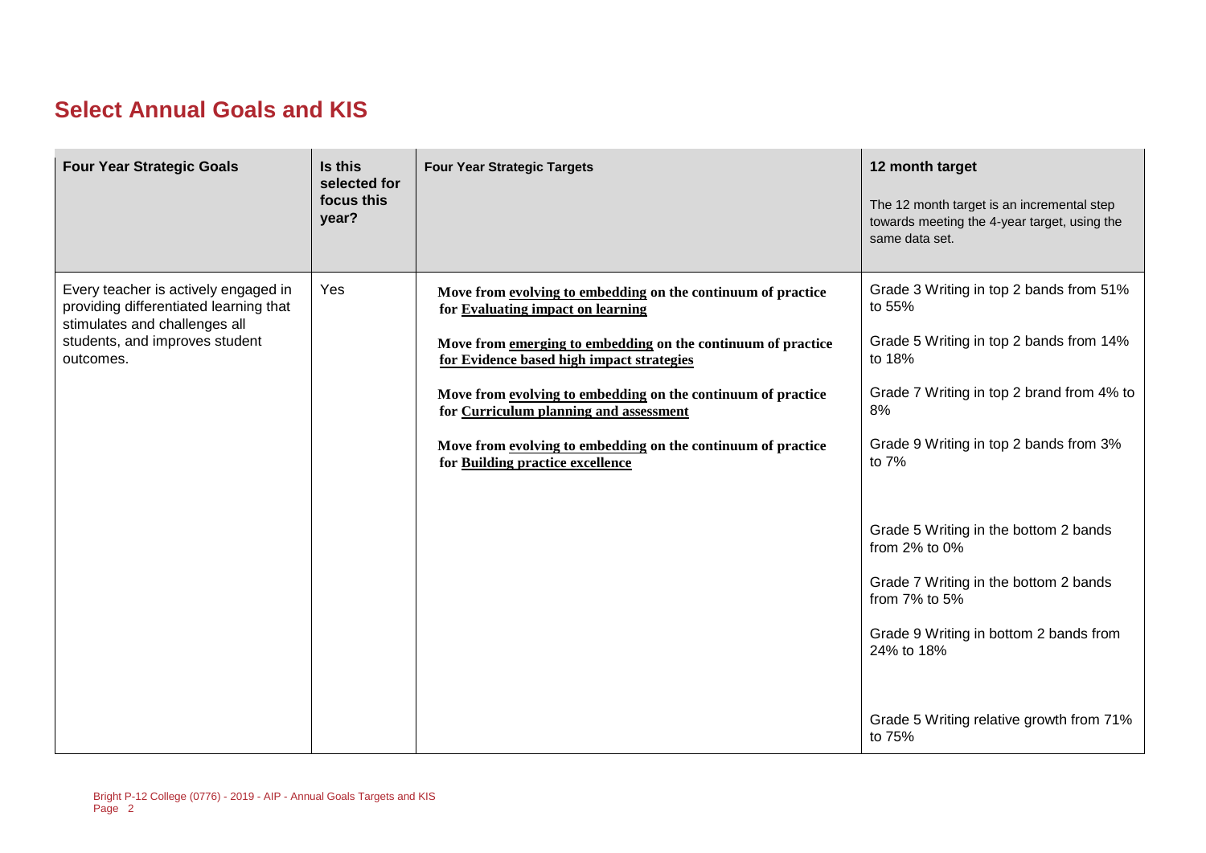## Select Annual Goals and KIS

| Four Year Strategic Goals | Is this selected for focus this year? | Four Year Strategic Targets | 12 month target<br><br>The 12 month target is an incremental step towards meeting the 4-year target, using the same data set. |
|---|---|---|---|
| Every teacher is actively engaged in providing differentiated learning that stimulates and challenges all students, and improves student outcomes. | Yes | **Move from evolving to embedding on the continuum of practice for Evaluating impact on learning**<br><br>**Move from emerging to embedding on the continuum of practice for Evidence based high impact strategies**<br><br>**Move from evolving to embedding on the continuum of practice for Curriculum planning and assessment**<br><br>**Move from evolving to embedding on the continuum of practice for Building practice excellence** | Grade 3 Writing in top 2 bands from 51% to 55%<br><br>Grade 5 Writing in top 2 bands from 14% to 18%<br><br>Grade 7 Writing in top 2 brand from 4% to 8%<br><br>Grade 9 Writing in top 2 bands from 3% to 7%<br><br>Grade 5 Writing in the bottom 2 bands from 2% to 0%<br><br>Grade 7 Writing in the bottom 2 bands from 7% to 5%<br><br>Grade 9 Writing in bottom 2 bands from 24% to 18%<br><br>Grade 5 Writing relative growth from 71% to 75% |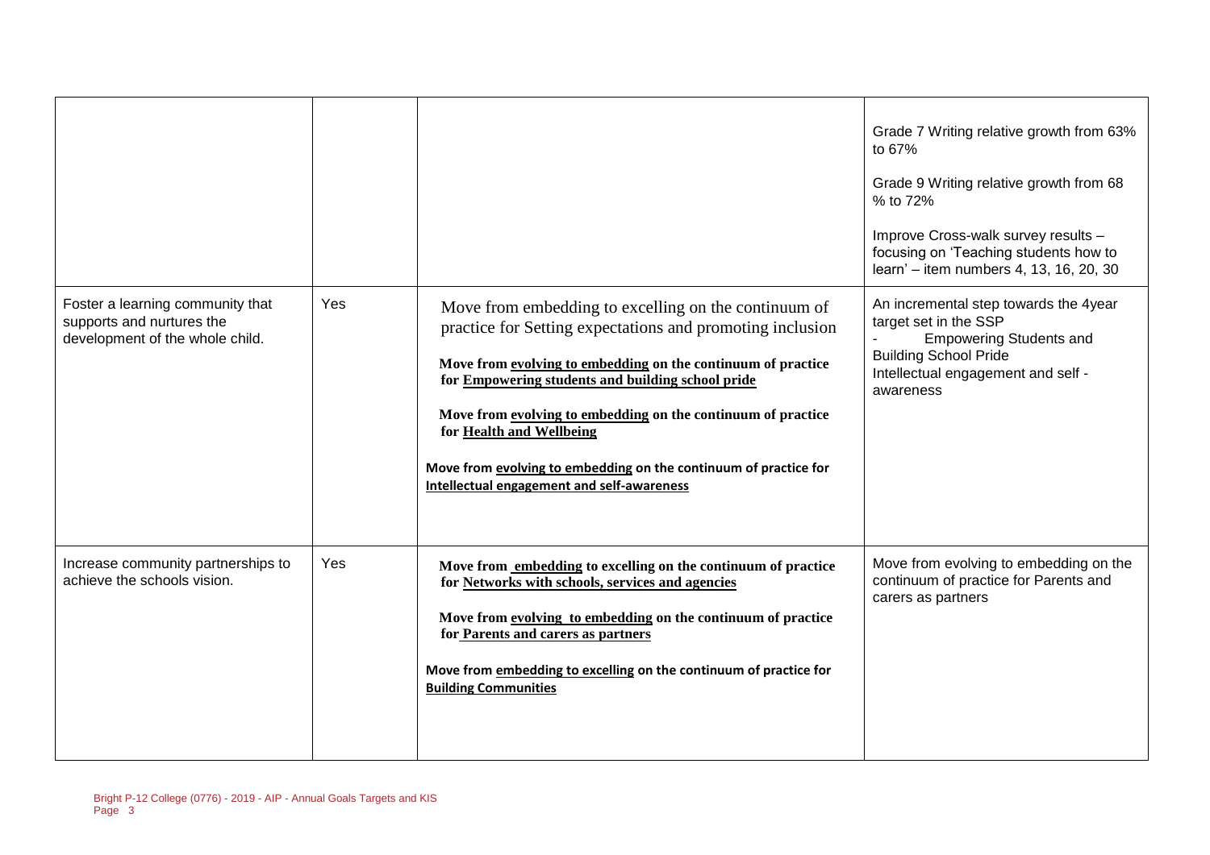| | | | |
|---|---|---|---|
| | | | Grade 7 Writing relative growth from 63% to 67%<br><br>Grade 9 Writing relative growth from 68 % to 72%<br><br>Improve Cross-walk survey results – focusing on 'Teaching students how to learn' – item numbers 4, 13, 16, 20, 30 |
| Foster a learning community that supports and nurtures the development of the whole child. | Yes | Move from embedding to excelling on the continuum of practice for Setting expectations and promoting inclusion<br><br>**Move from evolving to embedding on the continuum of practice for Empowering students and building school pride**<br><br>**Move from evolving to embedding on the continuum of practice for Health and Wellbeing**<br><br>**Move from evolving to embedding on the continuum of practice for Intellectual engagement and self-awareness** | An incremental step towards the 4year target set in the SSP<br>- Empowering Students and Building School Pride<br>Intellectual engagement and self - awareness |
| Increase community partnerships to achieve the schools vision. | Yes | **Move from embedding to excelling on the continuum of practice for Networks with schools, services and agencies**<br><br>**Move from evolving to embedding on the continuum of practice for Parents and carers as partners**<br><br>**Move from embedding to excelling on the continuum of practice for Building Communities** | Move from evolving to embedding on the continuum of practice for Parents and carers as partners |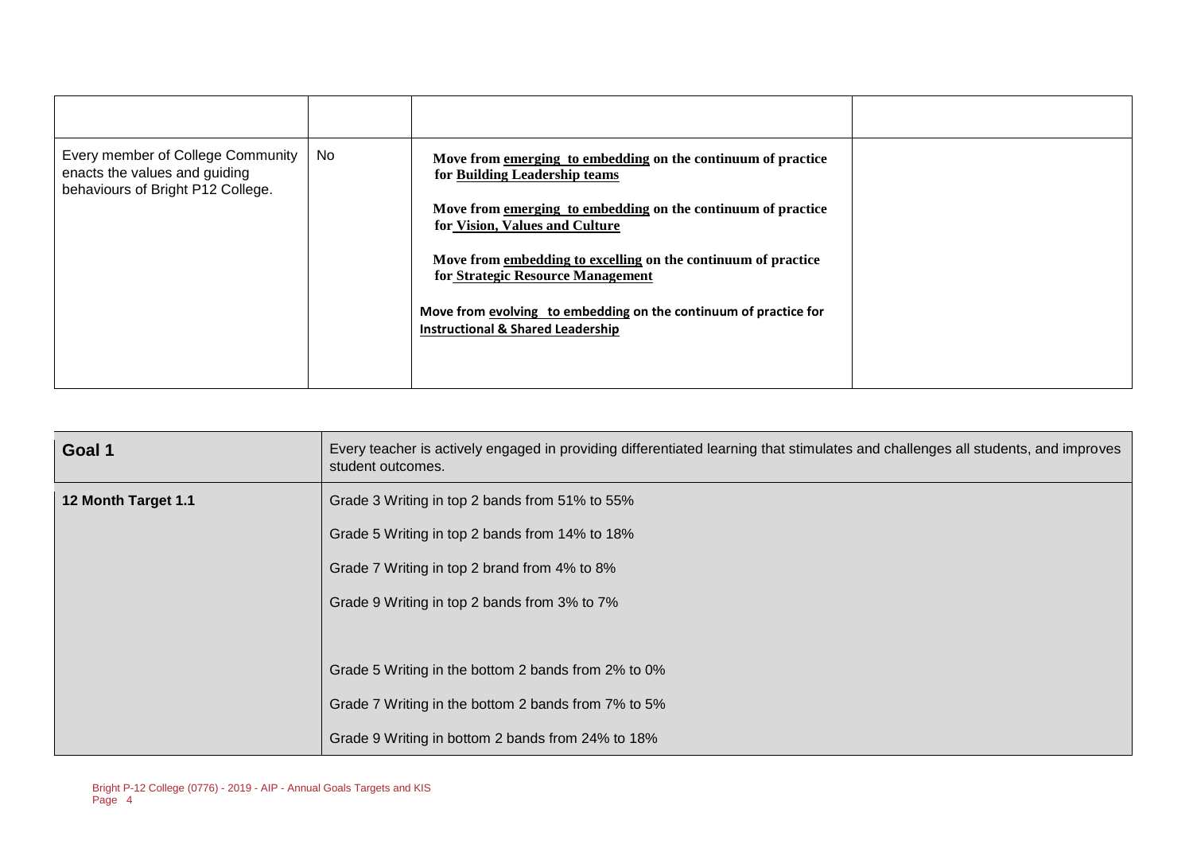| | | | |
|---|---|---|---|
| Every member of College Community enacts the values and guiding behaviours of Bright P12 College. | No | **Move from emerging to embedding on the continuum of practice for Building Leadership teams**<br><br>**Move from emerging to embedding on the continuum of practice for Vision, Values and Culture**<br><br>**Move from embedding to excelling on the continuum of practice for Strategic Resource Management**<br><br>**Move from evolving to embedding on the continuum of practice for Instructional & Shared Leadership** | |

| | |
|---|---|
| **Goal 1** | Every teacher is actively engaged in providing differentiated learning that stimulates and challenges all students, and improves student outcomes. |
| **12 Month Target 1.1** | Grade 3 Writing in top 2 bands from 51% to 55%<br><br>Grade 5 Writing in top 2 bands from 14% to 18%<br><br>Grade 7 Writing in top 2 brand from 4% to 8%<br><br>Grade 9 Writing in top 2 bands from 3% to 7%<br><br>Grade 5 Writing in the bottom 2 bands from 2% to 0%<br><br>Grade 7 Writing in the bottom 2 bands from 7% to 5%<br><br>Grade 9 Writing in bottom 2 bands from 24% to 18% |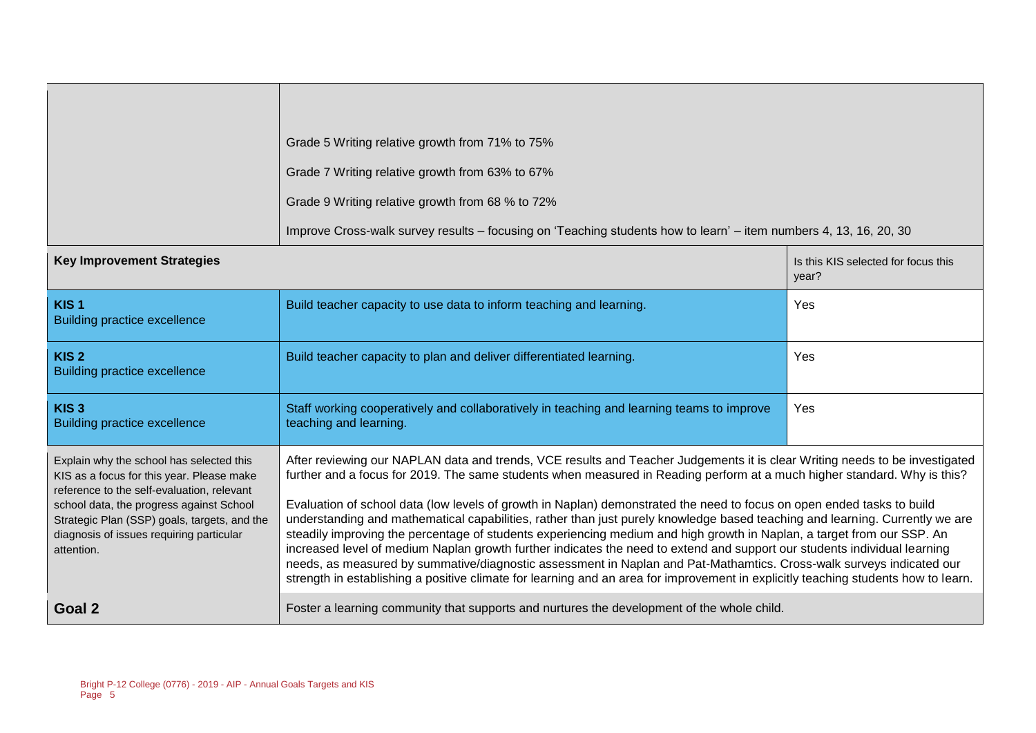| | | |
|---|---|---|
| | Grade 5 Writing relative growth from 71% to 75%<br><br>Grade 7 Writing relative growth from 63% to 67%<br><br>Grade 9 Writing relative growth from 68 % to 72%<br><br>Improve Cross-walk survey results – focusing on 'Teaching students how to learn' – item numbers 4, 13, 16, 20, 30 | |
| **Key Improvement Strategies** | | Is this KIS selected for focus this year? |
| **KIS 1**<br>Building practice excellence | Build teacher capacity to use data to inform teaching and learning. | Yes |
| **KIS 2**<br>Building practice excellence | Build teacher capacity to plan and deliver differentiated learning. | Yes |
| **KIS 3**<br>Building practice excellence | Staff working cooperatively and collaboratively in teaching and learning teams to improve teaching and learning. | Yes |
| Explain why the school has selected this KIS as a focus for this year. Please make reference to the self-evaluation, relevant school data, the progress against School Strategic Plan (SSP) goals, targets, and the diagnosis of issues requiring particular attention. | After reviewing our NAPLAN data and trends, VCE results and Teacher Judgements it is clear Writing needs to be investigated further and a focus for 2019. The same students when measured in Reading perform at a much higher standard. Why is this?<br><br>Evaluation of school data (low levels of growth in Naplan) demonstrated the need to focus on open ended tasks to build understanding and mathematical capabilities, rather than just purely knowledge based teaching and learning. Currently we are steadily improving the percentage of students experiencing medium and high growth in Naplan, a target from our SSP. An increased level of medium Naplan growth further indicates the need to extend and support our students individual learning needs, as measured by summative/diagnostic assessment in Naplan and Pat-Mathamtics. Cross-walk surveys indicated our strength in establishing a positive climate for learning and an area for improvement in explicitly teaching students how to learn. | |
| **Goal 2** | Foster a learning community that supports and nurtures the development of the whole child. | |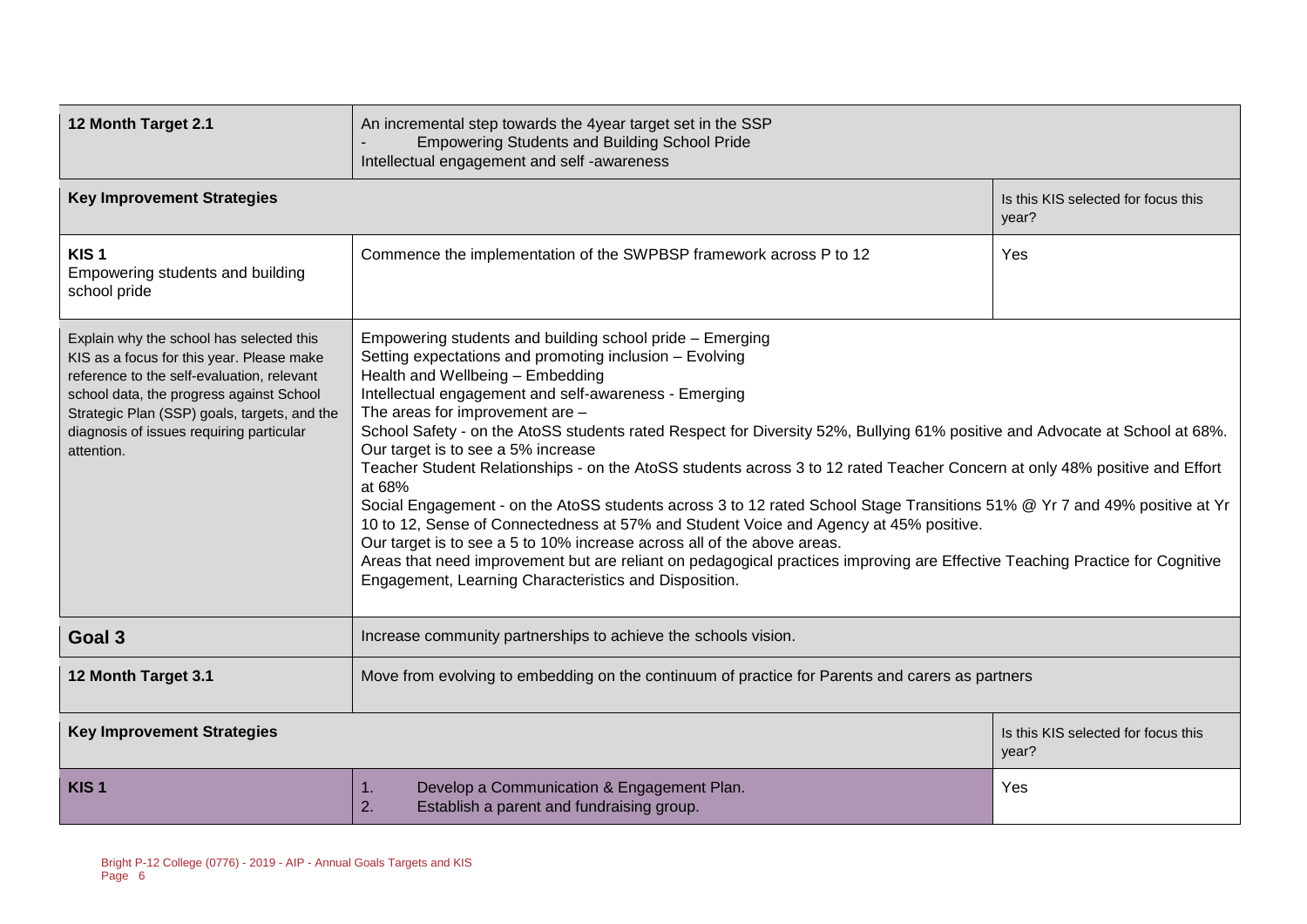| 12 Month Target 2.1 | An incremental step towards the 4year target set in the SSP<br>- Empowering Students and Building School Pride<br>Intellectual engagement and self -awareness | |
|---|---|---|
| **Key Improvement Strategies** | | Is this KIS selected for focus this year? |
| **KIS 1**<br>Empowering students and building school pride | Commence the implementation of the SWPBSP framework across P to 12 | Yes |
| Explain why the school has selected this KIS as a focus for this year. Please make reference to the self-evaluation, relevant school data, the progress against School Strategic Plan (SSP) goals, targets, and the diagnosis of issues requiring particular attention. | Empowering students and building school pride – Emerging<br>Setting expectations and promoting inclusion – Evolving<br>Health and Wellbeing – Embedding<br>Intellectual engagement and self-awareness - Emerging<br>The areas for improvement are –<br>School Safety - on the AtoSS students rated Respect for Diversity 52%, Bullying 61% positive and Advocate at School at 68%. Our target is to see a 5% increase<br>Teacher Student Relationships - on the AtoSS students across 3 to 12 rated Teacher Concern at only 48% positive and Effort at 68%<br>Social Engagement - on the AtoSS students across 3 to 12 rated School Stage Transitions 51% @ Yr 7 and 49% positive at Yr 10 to 12, Sense of Connectedness at 57% and Student Voice and Agency at 45% positive.<br>Our target is to see a 5 to 10% increase across all of the above areas.<br>Areas that need improvement but are reliant on pedagogical practices improving are Effective Teaching Practice for Cognitive Engagement, Learning Characteristics and Disposition. | |
| **Goal 3** | Increase community partnerships to achieve the schools vision. | |
| **12 Month Target 3.1** | Move from evolving to embedding on the continuum of practice for Parents and carers as partners | |
| **Key Improvement Strategies** | | Is this KIS selected for focus this year? |
| **KIS 1** | 1. Develop a Communication & Engagement Plan.<br>2. Establish a parent and fundraising group. | Yes |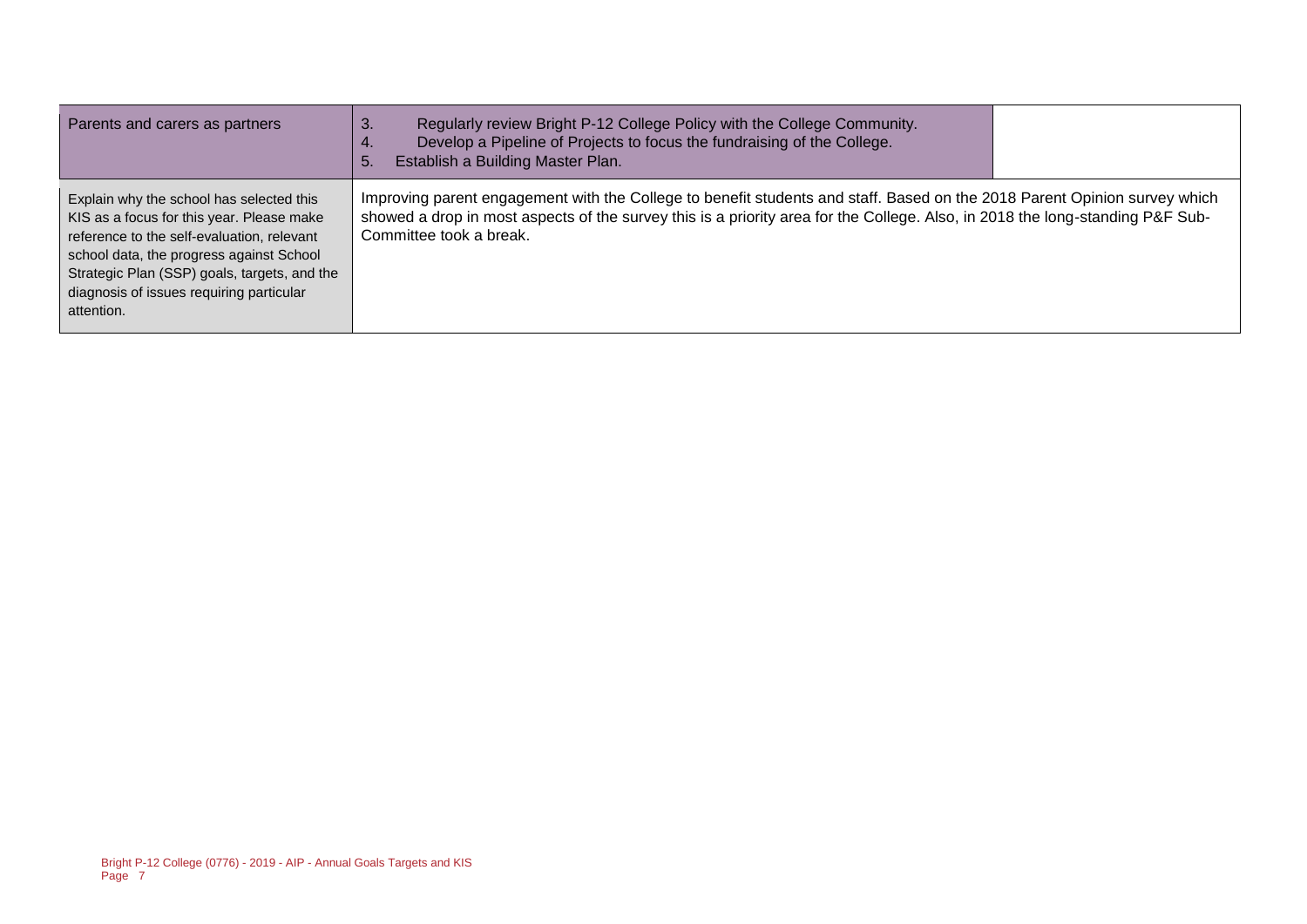| Parents and carers as partners | 3. Regularly review Bright P-12 College Policy with the College Community.<br>4. Develop a Pipeline of Projects to focus the fundraising of the College.<br>5. Establish a Building Master Plan. | |
|---|---|---|
| Explain why the school has selected this KIS as a focus for this year. Please make reference to the self-evaluation, relevant school data, the progress against School Strategic Plan (SSP) goals, targets, and the diagnosis of issues requiring particular attention. | Improving parent engagement with the College to benefit students and staff. Based on the 2018 Parent Opinion survey which showed a drop in most aspects of the survey this is a priority area for the College. Also, in 2018 the long-standing P&F Sub-Committee took a break. | |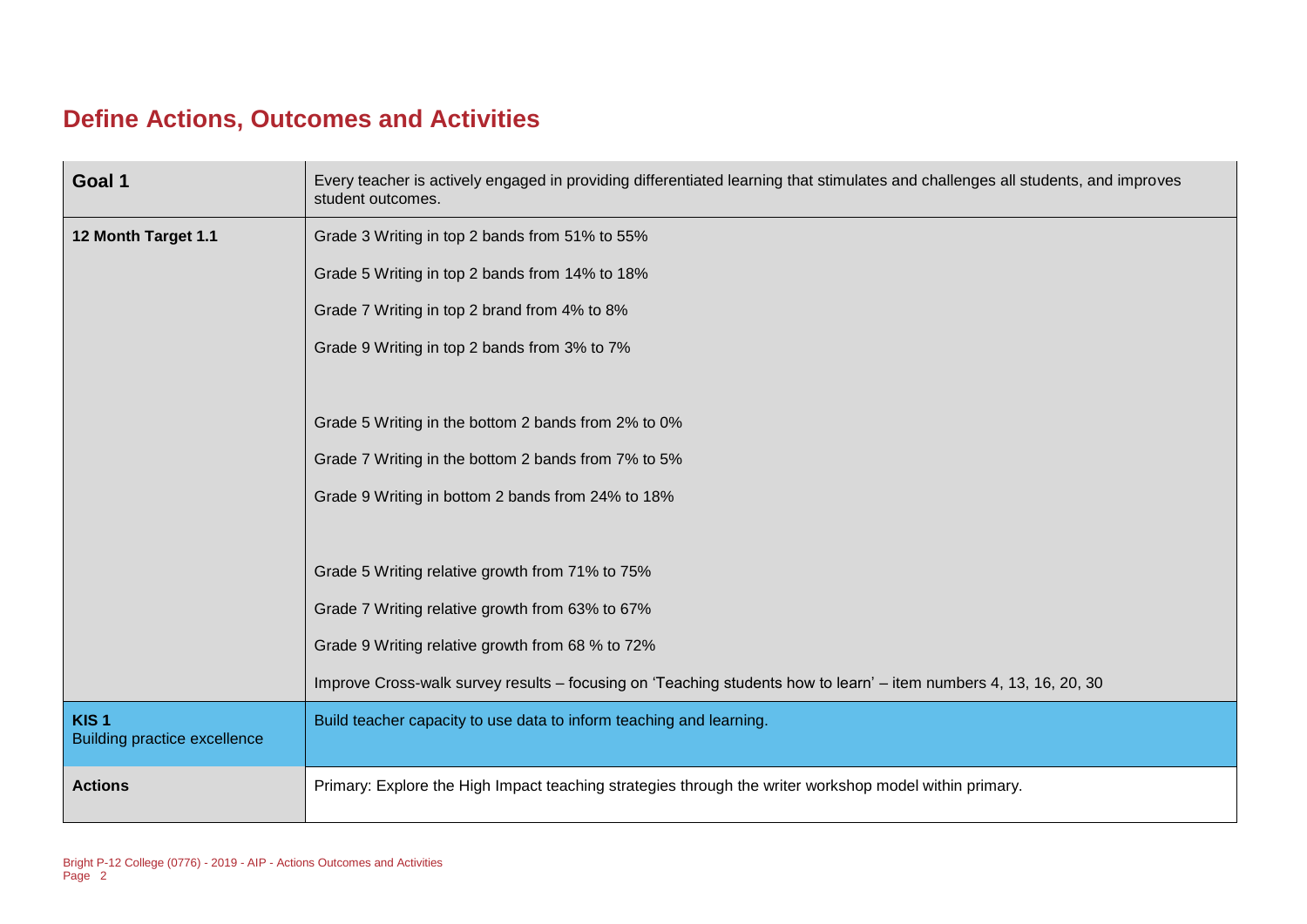## Define Actions, Outcomes and Activities

| Goal 1 | Every teacher is actively engaged in providing differentiated learning that stimulates and challenges all students, and improves student outcomes. |
| --- | --- |
| **12 Month Target 1.1** | Grade 3 Writing in top 2 bands from 51% to 55%<br><br>Grade 5 Writing in top 2 bands from 14% to 18%<br><br>Grade 7 Writing in top 2 brand from 4% to 8%<br><br>Grade 9 Writing in top 2 bands from 3% to 7%<br><br>Grade 5 Writing in the bottom 2 bands from 2% to 0%<br><br>Grade 7 Writing in the bottom 2 bands from 7% to 5%<br><br>Grade 9 Writing in bottom 2 bands from 24% to 18%<br><br>Grade 5 Writing relative growth from 71% to 75%<br><br>Grade 7 Writing relative growth from 63% to 67%<br><br>Grade 9 Writing relative growth from 68 % to 72%<br><br>Improve Cross-walk survey results – focusing on 'Teaching students how to learn' – item numbers 4, 13, 16, 20, 30 |
| **KIS 1**<br>Building practice excellence | Build teacher capacity to use data to inform teaching and learning. |
| **Actions** | Primary: Explore the High Impact teaching strategies through the writer workshop model within primary. |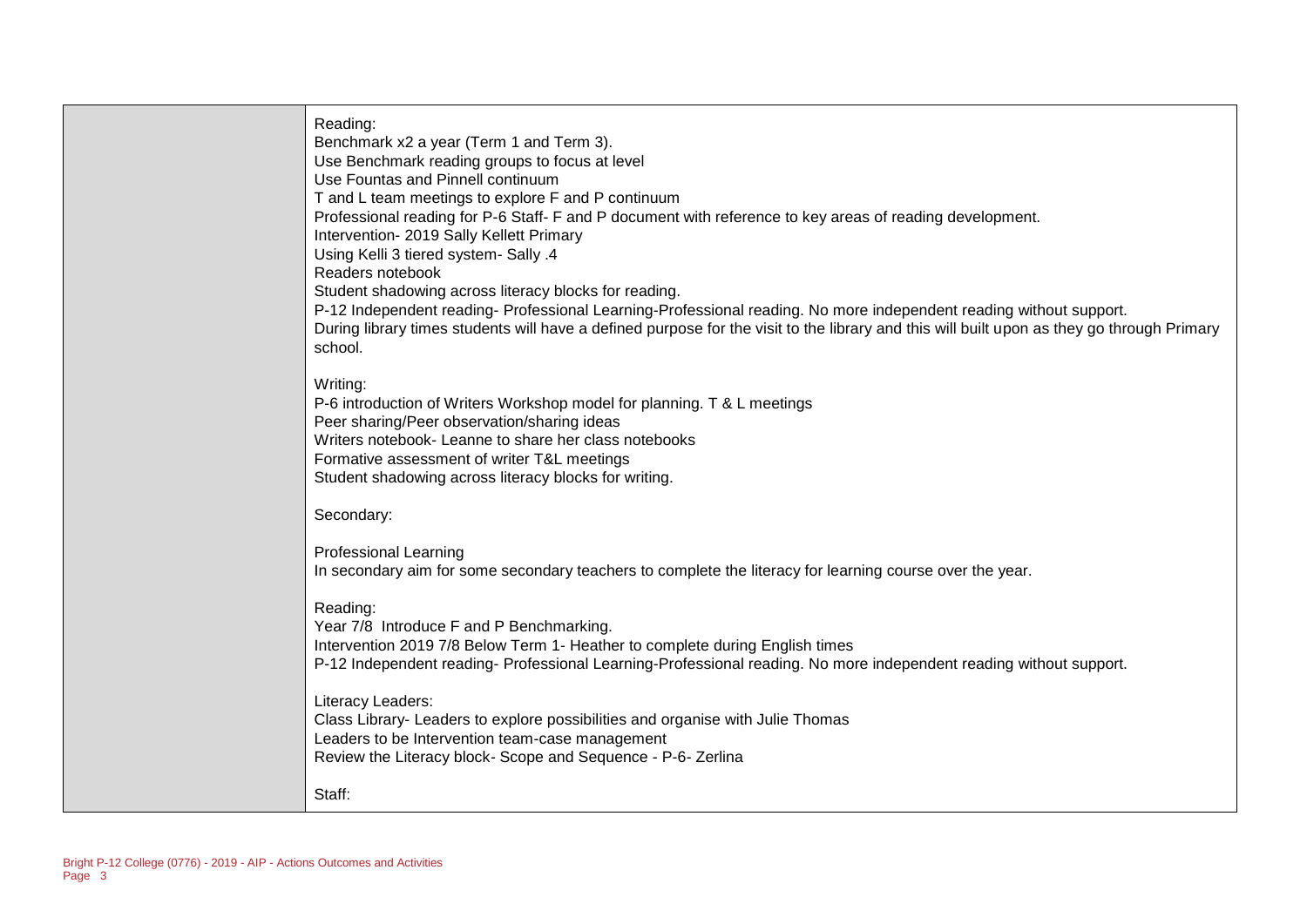| | |
|---|---|
| | Reading:<br>Benchmark x2 a year (Term 1 and Term 3).<br>Use Benchmark reading groups to focus at level<br>Use Fountas and Pinnell continuum<br>T and L team meetings to explore F and P continuum<br>Professional reading for P-6 Staff- F and P document with reference to key areas of reading development.<br>Intervention- 2019 Sally Kellett Primary<br>Using Kelli 3 tiered system- Sally .4<br>Readers notebook<br>Student shadowing across literacy blocks for reading.<br>P-12 Independent reading- Professional Learning-Professional reading. No more independent reading without support.<br>During library times students will have a defined purpose for the visit to the library and this will built upon as they go through Primary school.<br><br>Writing:<br>P-6 introduction of Writers Workshop model for planning. T & L meetings<br>Peer sharing/Peer observation/sharing ideas<br>Writers notebook- Leanne to share her class notebooks<br>Formative assessment of writer T&L meetings<br>Student shadowing across literacy blocks for writing.<br><br>Secondary:<br><br>Professional Learning<br>In secondary aim for some secondary teachers to complete the literacy for learning course over the year.<br><br>Reading:<br>Year 7/8 Introduce F and P Benchmarking.<br>Intervention 2019 7/8 Below Term 1- Heather to complete during English times<br>P-12 Independent reading- Professional Learning-Professional reading. No more independent reading without support.<br><br>Literacy Leaders:<br>Class Library- Leaders to explore possibilities and organise with Julie Thomas<br>Leaders to be Intervention team-case management<br>Review the Literacy block- Scope and Sequence - P-6- Zerlina<br><br>Staff: |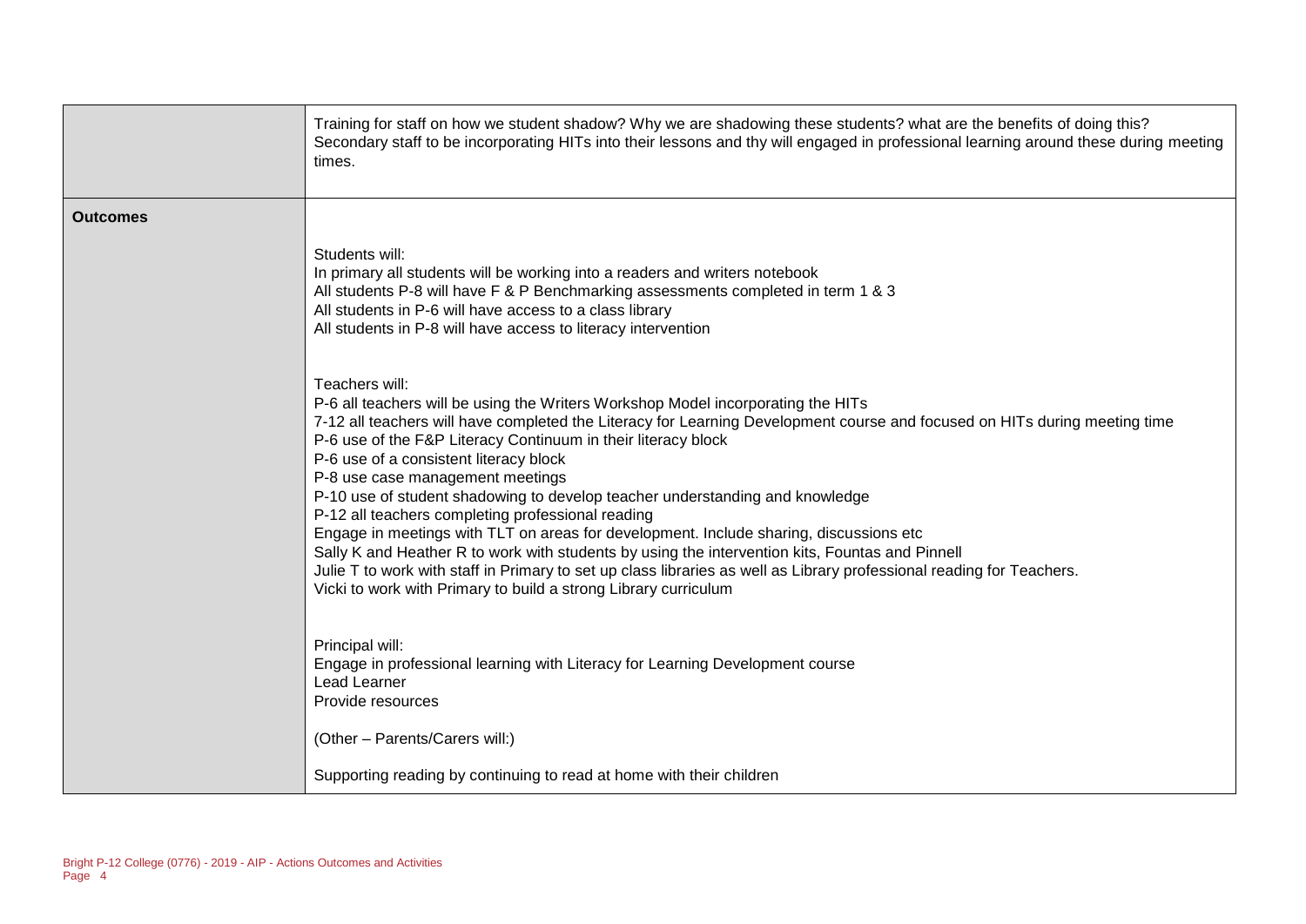|  |  |
|---|---|
|  | Training for staff on how we student shadow? Why we are shadowing these students? what are the benefits of doing this?<br>Secondary staff to be incorporating HITs into their lessons and thy will engaged in professional learning around these during meeting times. |
| **Outcomes** | Students will:<br>In primary all students will be working into a readers and writers notebook<br>All students P-8 will have F & P Benchmarking assessments completed in term 1 & 3<br>All students in P-6 will have access to a class library<br>All students in P-8 will have access to literacy intervention<br><br>Teachers will:<br>P-6 all teachers will be using the Writers Workshop Model incorporating the HITs<br>7-12 all teachers will have completed the Literacy for Learning Development course and focused on HITs during meeting time<br>P-6 use of the F&P Literacy Continuum in their literacy block<br>P-6 use of a consistent literacy block<br>P-8 use case management meetings<br>P-10 use of student shadowing to develop teacher understanding and knowledge<br>P-12 all teachers completing professional reading<br>Engage in meetings with TLT on areas for development. Include sharing, discussions etc<br>Sally K and Heather R to work with students by using the intervention kits, Fountas and Pinnell<br>Julie T to work with staff in Primary to set up class libraries as well as Library professional reading for Teachers.<br>Vicki to work with Primary to build a strong Library curriculum<br><br>Principal will:<br>Engage in professional learning with Literacy for Learning Development course<br>Lead Learner<br>Provide resources<br><br>(Other – Parents/Carers will:)<br><br>Supporting reading by continuing to read at home with their children |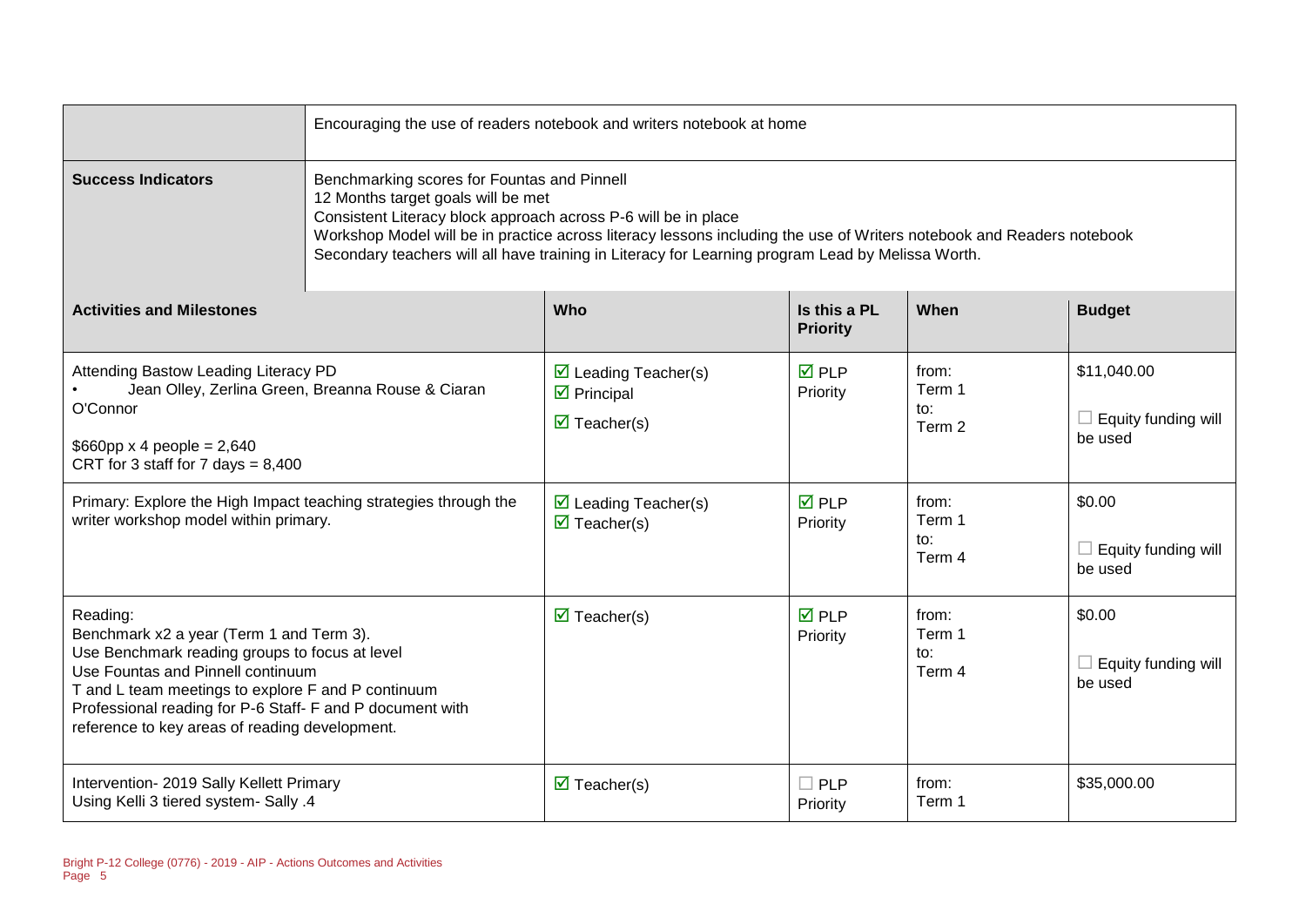| | Encouraging the use of readers notebook and writers notebook at home | | | |
|---|---|---|---|---|
| **Success Indicators** | Benchmarking scores for Fountas and Pinnell<br>12 Months target goals will be met<br>Consistent Literacy block approach across P-6 will be in place<br>Workshop Model will be in practice across literacy lessons including the use of Writers notebook and Readers notebook<br>Secondary teachers will all have training in Literacy for Learning program Lead by Melissa Worth. | | | |

| **Activities and Milestones** | **Who** | **Is this a PL Priority** | **When** | **Budget** |
|---|---|---|---|---|
| Attending Bastow Leading Literacy PD<br>• Jean Olley, Zerlina Green, Breanna Rouse & Ciaran O'Connor<br><br>$660pp x 4 people = 2,640<br>CRT for 3 staff for 7 days = 8,400 | ☑ Leading Teacher(s)<br>☑ Principal<br>☑ Teacher(s) | ☑ PLP Priority | from:<br>Term 1<br>to:<br>Term 2 | $11,040.00<br><br>☐ Equity funding will be used |
| Primary: Explore the High Impact teaching strategies through the writer workshop model within primary. | ☑ Leading Teacher(s)<br>☑ Teacher(s) | ☑ PLP Priority | from:<br>Term 1<br>to:<br>Term 4 | $0.00<br><br>☐ Equity funding will be used |
| Reading:<br>Benchmark x2 a year (Term 1 and Term 3).<br>Use Benchmark reading groups to focus at level<br>Use Fountas and Pinnell continuum<br>T and L team meetings to explore F and P continuum<br>Professional reading for P-6 Staff- F and P document with reference to key areas of reading development. | ☑ Teacher(s) | ☑ PLP Priority | from:<br>Term 1<br>to:<br>Term 4 | $0.00<br><br>☐ Equity funding will be used |
| Intervention- 2019 Sally Kellett Primary<br>Using Kelli 3 tiered system- Sally .4 | ☑ Teacher(s) | ☐ PLP Priority | from:<br>Term 1 | $35,000.00 |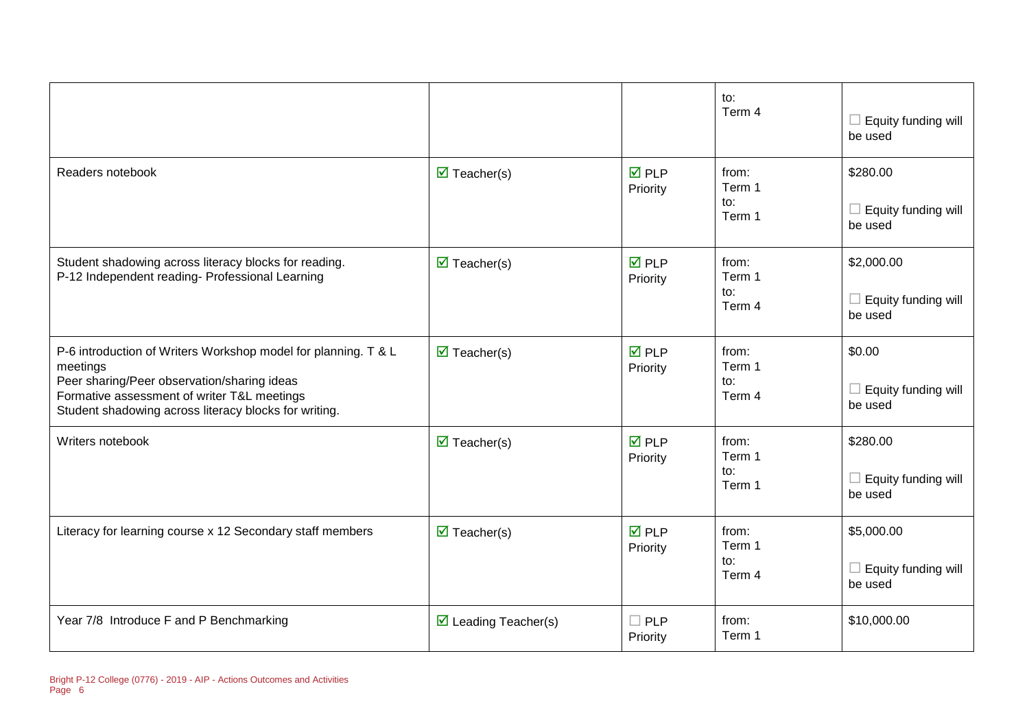| | | | | |
|---|---|---|---|---|
| | | | to:<br>Term 4 | ☐ Equity funding will be used |
| Readers notebook | ☑ Teacher(s) | ☑ PLP Priority | from:<br>Term 1<br>to:<br>Term 1 | $280.00<br><br>☐ Equity funding will be used |
| Student shadowing across literacy blocks for reading.<br>P-12 Independent reading- Professional Learning | ☑ Teacher(s) | ☑ PLP Priority | from:<br>Term 1<br>to:<br>Term 4 | $2,000.00<br><br>☐ Equity funding will be used |
| P-6 introduction of Writers Workshop model for planning. T & L meetings<br>Peer sharing/Peer observation/sharing ideas<br>Formative assessment of writer T&L meetings<br>Student shadowing across literacy blocks for writing. | ☑ Teacher(s) | ☑ PLP Priority | from:<br>Term 1<br>to:<br>Term 4 | $0.00<br><br>☐ Equity funding will be used |
| Writers notebook | ☑ Teacher(s) | ☑ PLP Priority | from:<br>Term 1<br>to:<br>Term 1 | $280.00<br><br>☐ Equity funding will be used |
| Literacy for learning course x 12 Secondary staff members | ☑ Teacher(s) | ☑ PLP Priority | from:<br>Term 1<br>to:<br>Term 4 | $5,000.00<br><br>☐ Equity funding will be used |
| Year 7/8 Introduce F and P Benchmarking | ☑ Leading Teacher(s) | ☐ PLP Priority | from:<br>Term 1 | $10,000.00 |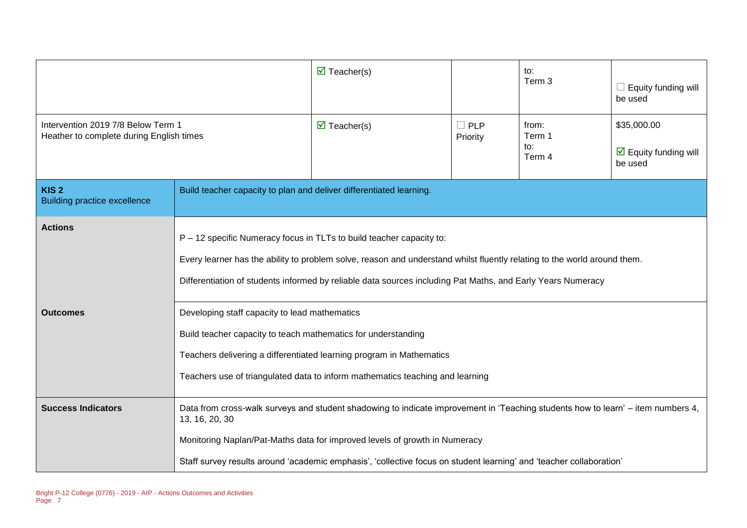| | | | | |
|---|---|---|---|---|
| | ☑ Teacher(s) | | to:<br>Term 3 | ☐ Equity funding will be used |
| Intervention 2019 7/8 Below Term 1<br>Heather to complete during English times | ☑ Teacher(s) | ☐ PLP Priority | from:<br>Term 1<br>to:<br>Term 4 | $35,000.00<br><br>☑ Equity funding will be used |

| | |
|---|---|
| **KIS 2**<br>Building practice excellence | Build teacher capacity to plan and deliver differentiated learning. |
| **Actions** | P – 12 specific Numeracy focus in TLTs to build teacher capacity to:<br><br>Every learner has the ability to problem solve, reason and understand whilst fluently relating to the world around them.<br><br>Differentiation of students informed by reliable data sources including Pat Maths, and Early Years Numeracy |
| **Outcomes** | Developing staff capacity to lead mathematics<br><br>Build teacher capacity to teach mathematics for understanding<br><br>Teachers delivering a differentiated learning program in Mathematics<br><br>Teachers use of triangulated data to inform mathematics teaching and learning |
| **Success Indicators** | Data from cross-walk surveys and student shadowing to indicate improvement in 'Teaching students how to learn' – item numbers 4, 13, 16, 20, 30<br><br>Monitoring Naplan/Pat-Maths data for improved levels of growth in Numeracy<br><br>Staff survey results around 'academic emphasis', 'collective focus on student learning' and 'teacher collaboration' |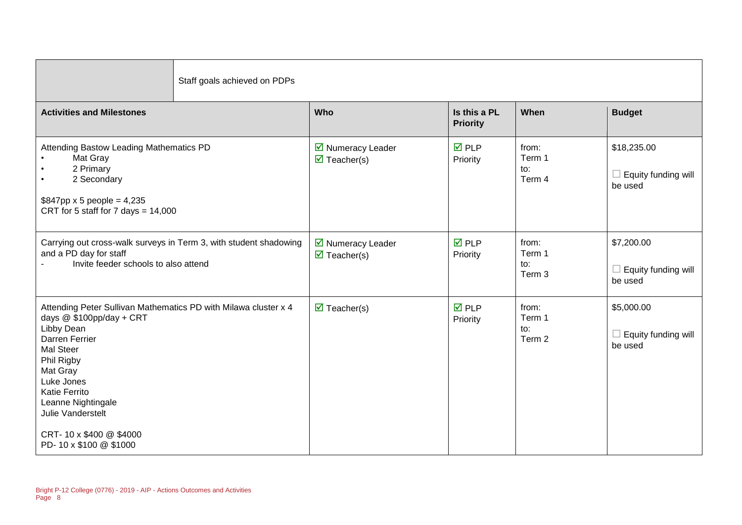| | Staff goals achieved on PDPs | | | |
|---|---|---|---|---|
| **Activities and Milestones** | **Who** | **Is this a PL Priority** | **When** | **Budget** |
| Attending Bastow Leading Mathematics PD<br>• Mat Gray<br>• 2 Primary<br>• 2 Secondary<br><br>$847pp x 5 people = 4,235<br>CRT for 5 staff for 7 days = 14,000 | ☑ Numeracy Leader<br>☑ Teacher(s) | ☑ PLP Priority | from: Term 1 to: Term 4 | $18,235.00<br><br>☐ Equity funding will be used |
| Carrying out cross-walk surveys in Term 3, with student shadowing and a PD day for staff<br>- Invite feeder schools to also attend | ☑ Numeracy Leader<br>☑ Teacher(s) | ☑ PLP Priority | from: Term 1 to: Term 3 | $7,200.00<br><br>☐ Equity funding will be used |
| Attending Peter Sullivan Mathematics PD with Milawa cluster x 4 days @ $100pp/day + CRT<br>Libby Dean<br>Darren Ferrier<br>Mal Steer<br>Phil Rigby<br>Mat Gray<br>Luke Jones<br>Katie Ferrito<br>Leanne Nightingale<br>Julie Vanderstelt<br><br>CRT- 10 x $400 @ $4000<br>PD- 10 x $100 @ $1000 | ☑ Teacher(s) | ☑ PLP Priority | from: Term 1 to: Term 2 | $5,000.00<br><br>☐ Equity funding will be used |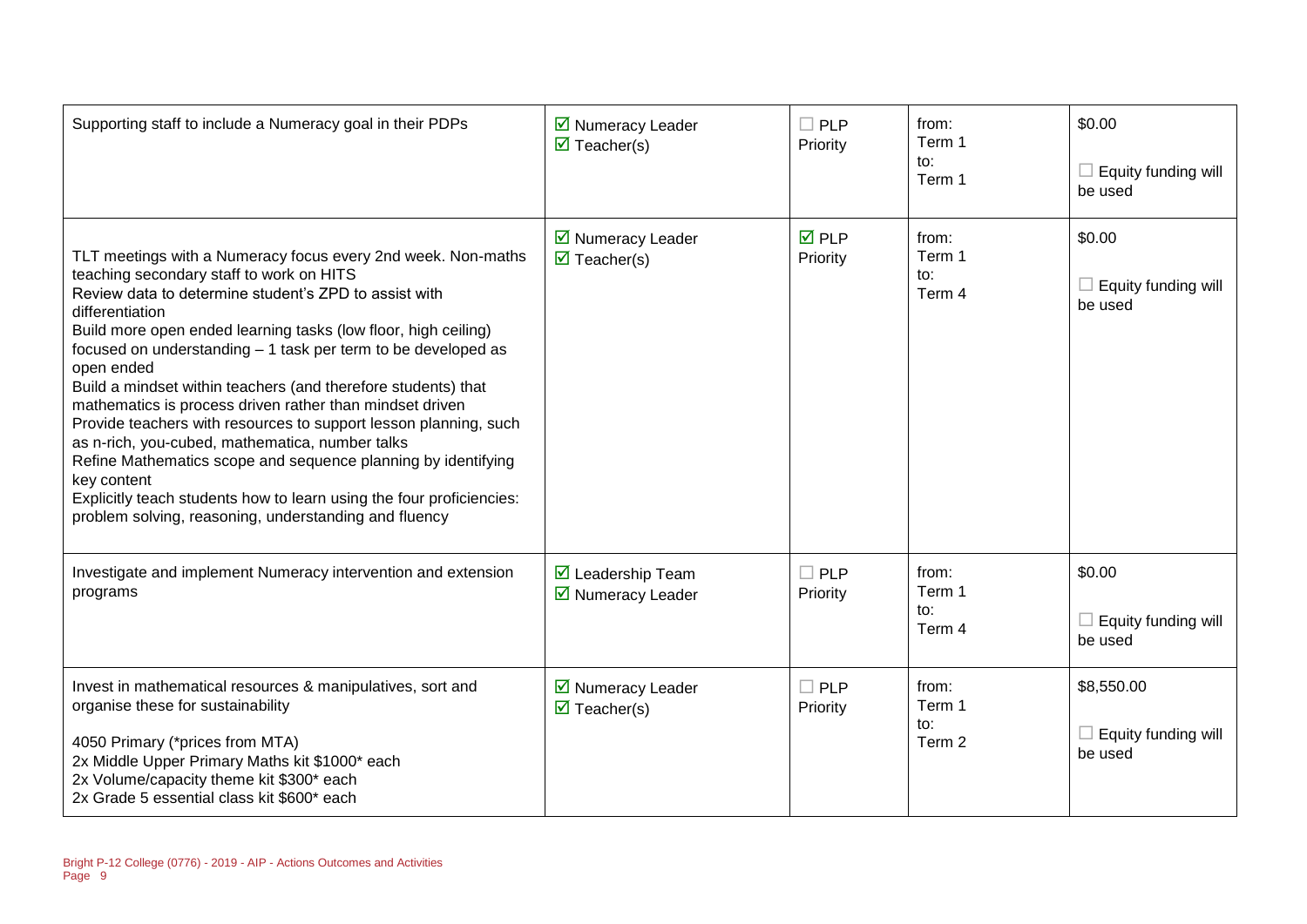| | | | | |
|---|---|---|---|---|
| Supporting staff to include a Numeracy goal in their PDPs | ☑ Numeracy Leader<br>☑ Teacher(s) | ☐ PLP Priority | from:<br>Term 1<br>to:<br>Term 1 | $0.00<br><br>☐ Equity funding will be used |
| TLT meetings with a Numeracy focus every 2nd week. Non-maths teaching secondary staff to work on HITS<br>Review data to determine student's ZPD to assist with differentiation<br>Build more open ended learning tasks (low floor, high ceiling) focused on understanding – 1 task per term to be developed as open ended<br>Build a mindset within teachers (and therefore students) that mathematics is process driven rather than mindset driven<br>Provide teachers with resources to support lesson planning, such as n-rich, you-cubed, mathematica, number talks<br>Refine Mathematics scope and sequence planning by identifying key content<br>Explicitly teach students how to learn using the four proficiencies: problem solving, reasoning, understanding and fluency | ☑ Numeracy Leader<br>☑ Teacher(s) | ☑ PLP Priority | from:<br>Term 1<br>to:<br>Term 4 | $0.00<br><br>☐ Equity funding will be used |
| Investigate and implement Numeracy intervention and extension programs | ☑ Leadership Team<br>☑ Numeracy Leader | ☐ PLP Priority | from:<br>Term 1<br>to:<br>Term 4 | $0.00<br><br>☐ Equity funding will be used |
| Invest in mathematical resources & manipulatives, sort and organise these for sustainability<br><br>4050 Primary (*prices from MTA)<br>2x Middle Upper Primary Maths kit $1000* each<br>2x Volume/capacity theme kit $300* each<br>2x Grade 5 essential class kit $600* each | ☑ Numeracy Leader<br>☑ Teacher(s) | ☐ PLP Priority | from:<br>Term 1<br>to:<br>Term 2 | $8,550.00<br><br>☐ Equity funding will be used |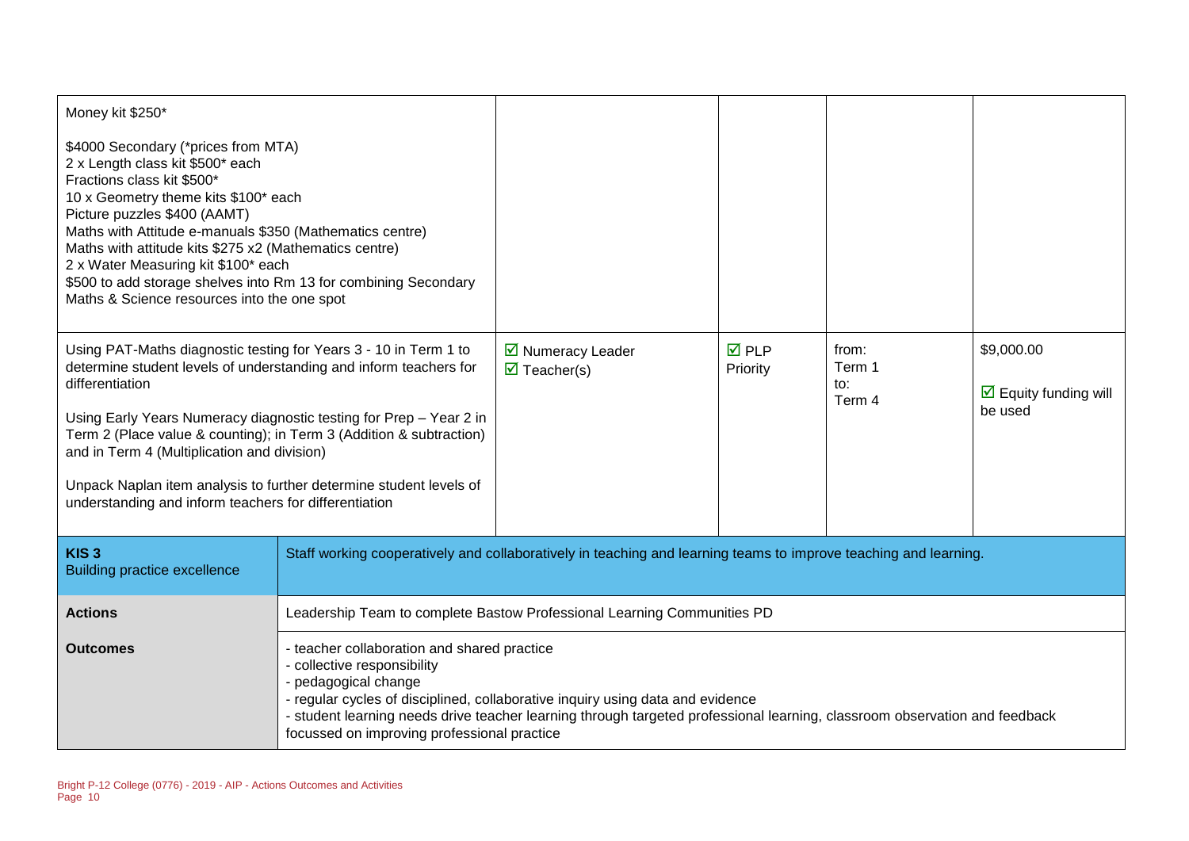| | | | | |
|---|---|---|---|---|
| Money kit $250*<br><br>$4000 Secondary (*prices from MTA)<br>2 x Length class kit $500* each<br>Fractions class kit $500*<br>10 x Geometry theme kits $100* each<br>Picture puzzles $400 (AAMT)<br>Maths with Attitude e-manuals $350 (Mathematics centre)<br>Maths with attitude kits $275 x2 (Mathematics centre)<br>2 x Water Measuring kit $100* each<br>$500 to add storage shelves into Rm 13 for combining Secondary Maths & Science resources into the one spot | | | | |
| Using PAT-Maths diagnostic testing for Years 3 - 10 in Term 1 to determine student levels of understanding and inform teachers for differentiation<br><br>Using Early Years Numeracy diagnostic testing for Prep – Year 2 in Term 2 (Place value & counting); in Term 3 (Addition & subtraction) and in Term 4 (Multiplication and division)<br><br>Unpack Naplan item analysis to further determine student levels of understanding and inform teachers for differentiation | ☑ Numeracy Leader<br>☑ Teacher(s) | ☑ PLP Priority | from:<br>Term 1<br>to:<br>Term 4 | $9,000.00<br><br>☑ Equity funding will be used |

| | |
|---|---|
| **KIS 3**<br>Building practice excellence | Staff working cooperatively and collaboratively in teaching and learning teams to improve teaching and learning. |
| **Actions** | Leadership Team to complete Bastow Professional Learning Communities PD |
| **Outcomes** | - teacher collaboration and shared practice<br>- collective responsibility<br>- pedagogical change<br>- regular cycles of disciplined, collaborative inquiry using data and evidence<br>- student learning needs drive teacher learning through targeted professional learning, classroom observation and feedback focussed on improving professional practice |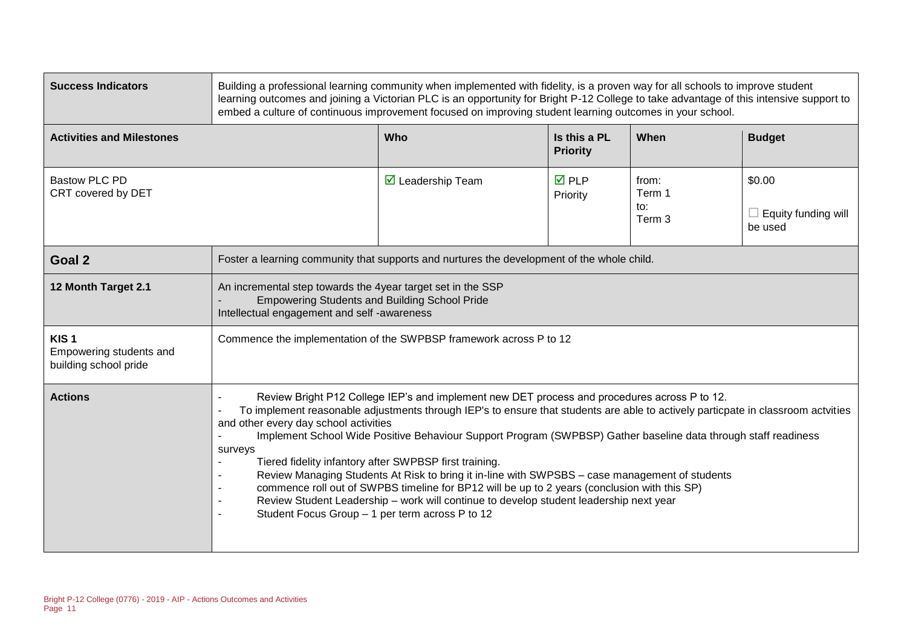| **Success Indicators** | Building a professional learning community when implemented with fidelity, is a proven way for all schools to improve student learning outcomes and joining a Victorian PLC is an opportunity for Bright P-12 College to take advantage of this intensive support to embed a culture of continuous improvement focused on improving student learning outcomes in your school. | | | |
|---|---|---|---|---|
| **Activities and Milestones** | **Who** | **Is this a PL Priority** | **When** | **Budget** |
| Bastow PLC PD<br>CRT covered by DET | ☑ Leadership Team | ☑ PLP Priority | from:<br>Term 1<br>to:<br>Term 3 | $0.00<br>☐ Equity funding will be used |

| **Goal 2** | Foster a learning community that supports and nurtures the development of the whole child. |
|---|---|
| **12 Month Target 2.1** | An incremental step towards the 4year target set in the SSP<br>- Empowering Students and Building School Pride<br>Intellectual engagement and self -awareness |
| **KIS 1**<br>Empowering students and building school pride | Commence the implementation of the SWPBSP framework across P to 12 |
| **Actions** | - Review Bright P12 College IEP's and implement new DET process and procedures across P to 12.<br>- To implement reasonable adjustments through IEP's to ensure that students are able to actively particpate in classroom actvities and other every day school activities<br>- Implement School Wide Positive Behaviour Support Program (SWPBSP) Gather baseline data through staff readiness surveys<br>- Tiered fidelity infantory after SWPBSP first training.<br>- Review Managing Students At Risk to bring it in-line with SWPSBS – case management of students<br>- commence roll out of SWPBS timeline for BP12 will be up to 2 years (conclusion with this SP)<br>- Review Student Leadership – work will continue to develop student leadership next year<br>- Student Focus Group – 1 per term across P to 12 |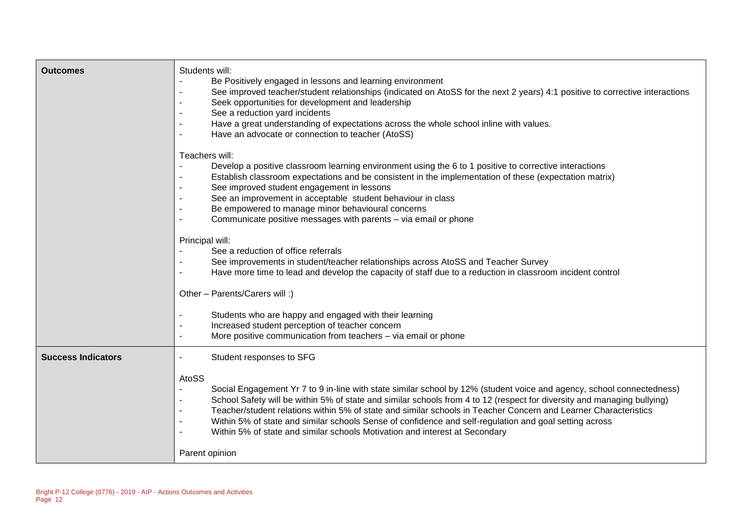| | |
|---|---|
| **Outcomes** | Students will:<br>- Be Positively engaged in lessons and learning environment<br>- See improved teacher/student relationships (indicated on AtoSS for the next 2 years) 4:1 positive to corrective interactions<br>- Seek opportunities for development and leadership<br>- See a reduction yard incidents<br>- Have a great understanding of expectations across the whole school inline with values.<br>- Have an advocate or connection to teacher (AtoSS)<br><br>Teachers will:<br>- Develop a positive classroom learning environment using the 6 to 1 positive to corrective interactions<br>- Establish classroom expectations and be consistent in the implementation of these (expectation matrix)<br>- See improved student engagement in lessons<br>- See an improvement in acceptable student behaviour in class<br>- Be empowered to manage minor behavioural concerns<br>- Communicate positive messages with parents – via email or phone<br><br>Principal will:<br>- See a reduction of office referrals<br>- See improvements in student/teacher relationships across AtoSS and Teacher Survey<br>- Have more time to lead and develop the capacity of staff due to a reduction in classroom incident control<br><br>Other – Parents/Carers will :)<br><br>- Students who are happy and engaged with their learning<br>- Increased student perception of teacher concern<br>- More positive communication from teachers – via email or phone |
| **Success Indicators** | - Student responses to SFG<br><br>AtoSS<br>- Social Engagement Yr 7 to 9 in-line with state similar school by 12% (student voice and agency, school connectedness)<br>- School Safety will be within 5% of state and similar schools from 4 to 12 (respect for diversity and managing bullying)<br>- Teacher/student relations within 5% of state and similar schools in Teacher Concern and Learner Characteristics<br>- Within 5% of state and similar schools Sense of confidence and self-regulation and goal setting across<br>- Within 5% of state and similar schools Motivation and interest at Secondary<br><br>Parent opinion |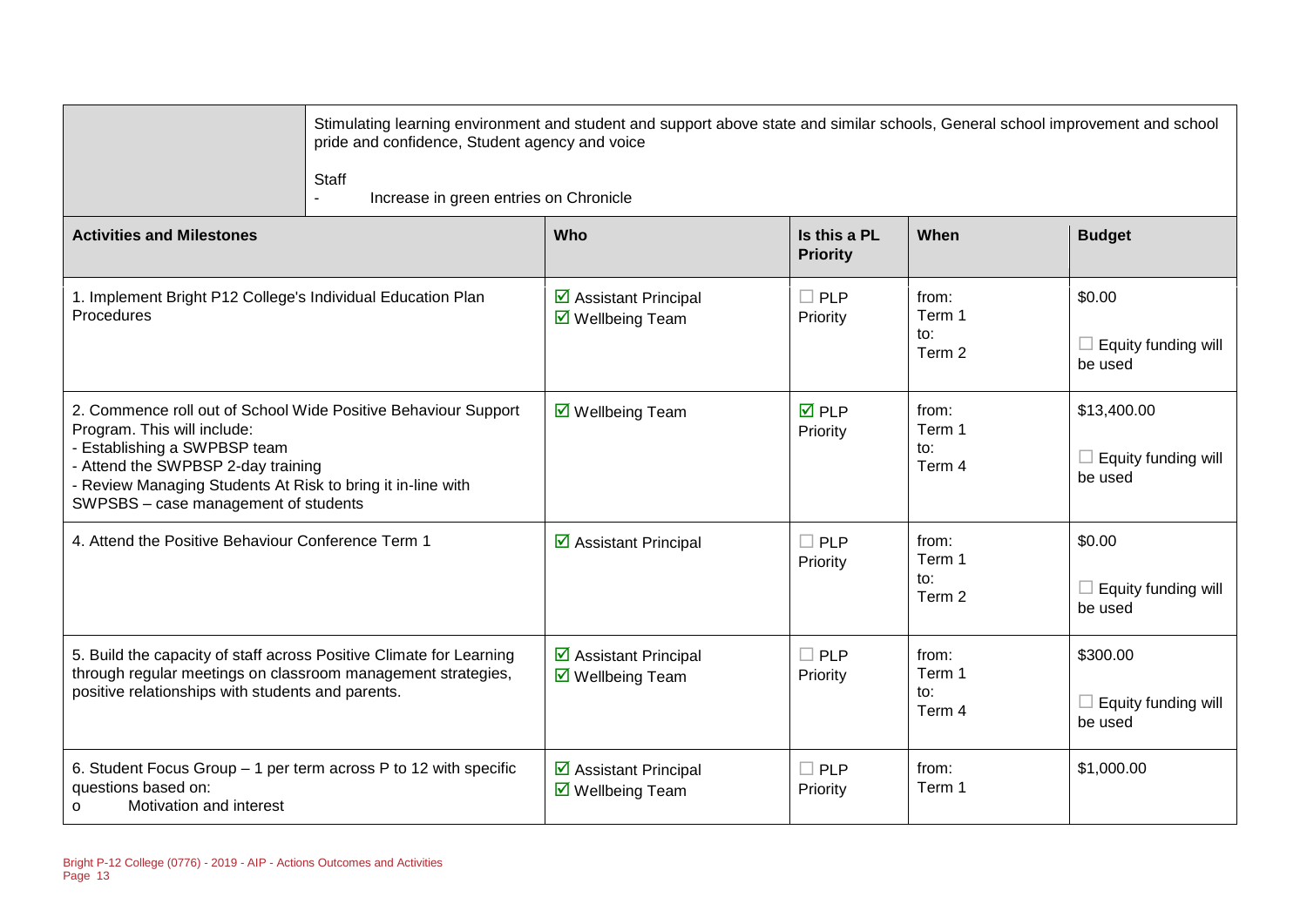| | Stimulating learning environment and student and support above state and similar schools, General school improvement and school pride and confidence, Student agency and voice<br><br>Staff<br>- Increase in green entries on Chronicle | | | |
|---|---|---|---|---|

| Activities and Milestones | Who | Is this a PL Priority | When | Budget |
|---|---|---|---|---|
| 1. Implement Bright P12 College's Individual Education Plan Procedures | ☑ Assistant Principal<br>☑ Wellbeing Team | ☐ PLP Priority | from: Term 1<br>to: Term 2 | \$0.00<br><br>☐ Equity funding will be used |
| 2. Commence roll out of School Wide Positive Behaviour Support Program. This will include:<br>- Establishing a SWPBSP team<br>- Attend the SWPBSP 2-day training<br>- Review Managing Students At Risk to bring it in-line with SWPSBS – case management of students | ☑ Wellbeing Team | ☑ PLP Priority | from: Term 1<br>to: Term 4 | \$13,400.00<br><br>☐ Equity funding will be used |
| 4. Attend the Positive Behaviour Conference Term 1 | ☑ Assistant Principal | ☐ PLP Priority | from: Term 1<br>to: Term 2 | \$0.00<br><br>☐ Equity funding will be used |
| 5. Build the capacity of staff across Positive Climate for Learning through regular meetings on classroom management strategies, positive relationships with students and parents. | ☑ Assistant Principal<br>☑ Wellbeing Team | ☐ PLP Priority | from: Term 1<br>to: Term 4 | \$300.00<br><br>☐ Equity funding will be used |
| 6. Student Focus Group – 1 per term across P to 12 with specific questions based on:<br>o Motivation and interest | ☑ Assistant Principal<br>☑ Wellbeing Team | ☐ PLP Priority | from: Term 1 | \$1,000.00 |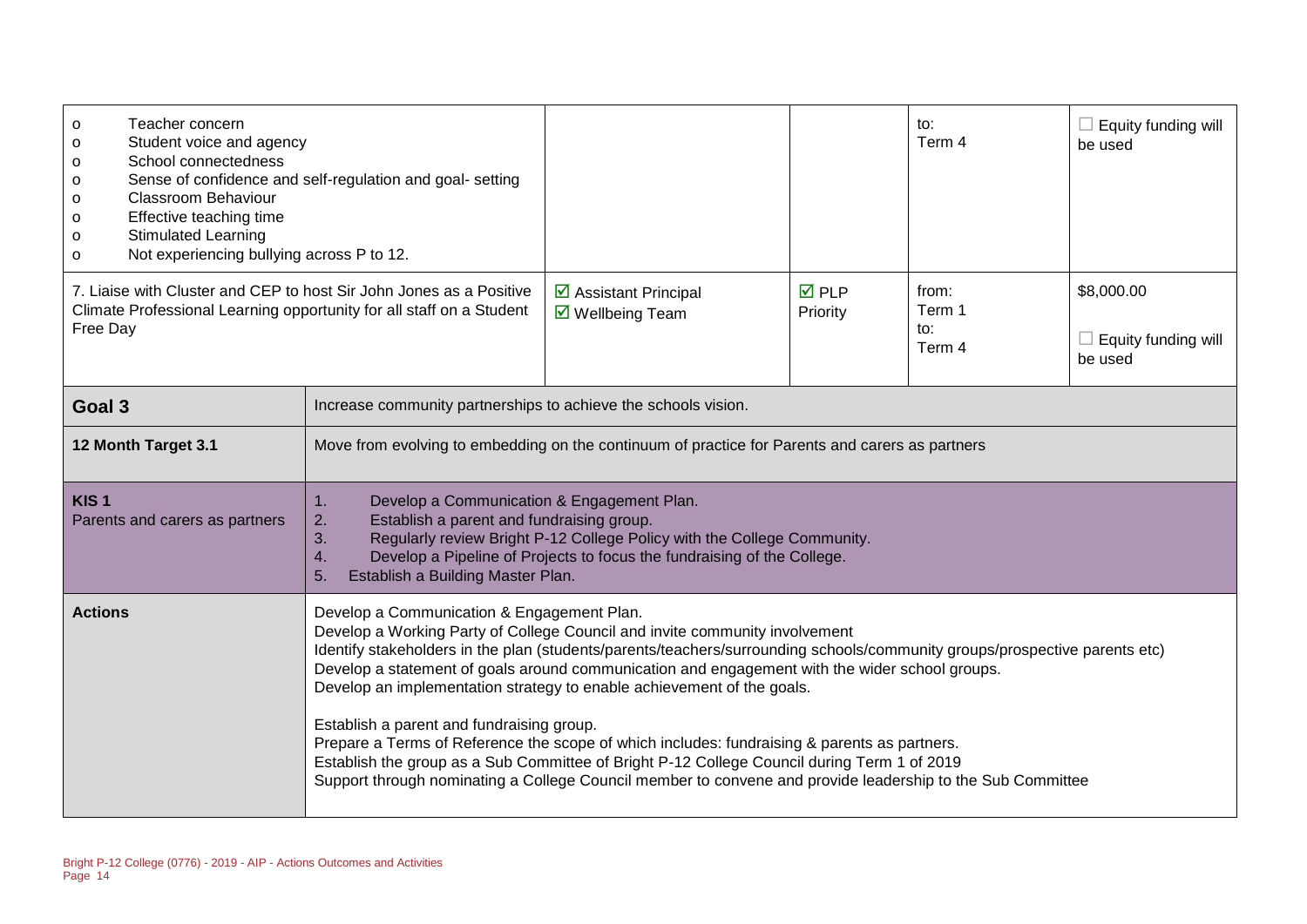| | | | | |
|---|---|---|---|---|
| o Teacher concern<br>o Student voice and agency<br>o School connectedness<br>o Sense of confidence and self-regulation and goal- setting<br>o Classroom Behaviour<br>o Effective teaching time<br>o Stimulated Learning<br>o Not experiencing bullying across P to 12. | | | to:<br>Term 4 | ☐ Equity funding will be used |
| 7. Liaise with Cluster and CEP to host Sir John Jones as a Positive Climate Professional Learning opportunity for all staff on a Student Free Day | ☑ Assistant Principal<br>☑ Wellbeing Team | ☑ PLP Priority | from:<br>Term 1<br>to:<br>Term 4 | $8,000.00<br><br>☐ Equity funding will be used |

| | |
|---|---|
| **Goal 3** | Increase community partnerships to achieve the schools vision. |
| **12 Month Target 3.1** | Move from evolving to embedding on the continuum of practice for Parents and carers as partners |
| **KIS 1**<br>Parents and carers as partners | 1. Develop a Communication & Engagement Plan.<br>2. Establish a parent and fundraising group.<br>3. Regularly review Bright P-12 College Policy with the College Community.<br>4. Develop a Pipeline of Projects to focus the fundraising of the College.<br>5. Establish a Building Master Plan. |
| **Actions** | Develop a Communication & Engagement Plan.<br>Develop a Working Party of College Council and invite community involvement<br>Identify stakeholders in the plan (students/parents/teachers/surrounding schools/community groups/prospective parents etc)<br>Develop a statement of goals around communication and engagement with the wider school groups.<br>Develop an implementation strategy to enable achievement of the goals.<br><br>Establish a parent and fundraising group.<br>Prepare a Terms of Reference the scope of which includes: fundraising & parents as partners.<br>Establish the group as a Sub Committee of Bright P-12 College Council during Term 1 of 2019<br>Support through nominating a College Council member to convene and provide leadership to the Sub Committee |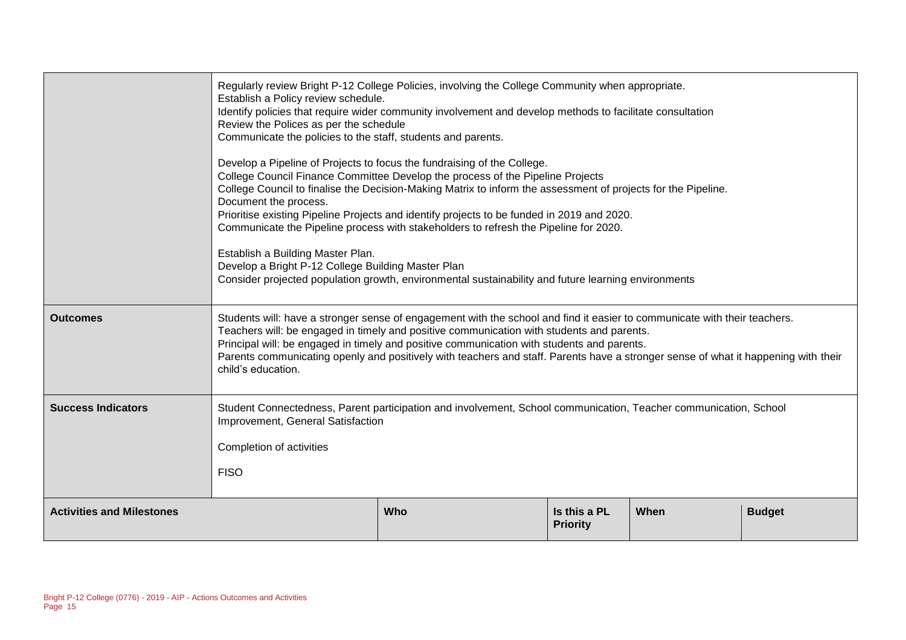| | | | | | |
|---|---|---|---|---|---|
| | Regularly review Bright P-12 College Policies, involving the College Community when appropriate.<br>Establish a Policy review schedule.<br>Identify policies that require wider community involvement and develop methods to facilitate consultation<br>Review the Polices as per the schedule<br>Communicate the policies to the staff, students and parents.<br><br>Develop a Pipeline of Projects to focus the fundraising of the College.<br>College Council Finance Committee Develop the process of the Pipeline Projects<br>College Council to finalise the Decision-Making Matrix to inform the assessment of projects for the Pipeline.<br>Document the process.<br>Prioritise existing Pipeline Projects and identify projects to be funded in 2019 and 2020.<br>Communicate the Pipeline process with stakeholders to refresh the Pipeline for 2020.<br><br>Establish a Building Master Plan.<br>Develop a Bright P-12 College Building Master Plan<br>Consider projected population growth, environmental sustainability and future learning environments | | | | |
| **Outcomes** | Students will: have a stronger sense of engagement with the school and find it easier to communicate with their teachers.<br>Teachers will: be engaged in timely and positive communication with students and parents.<br>Principal will: be engaged in timely and positive communication with students and parents.<br>Parents communicating openly and positively with teachers and staff. Parents have a stronger sense of what it happening with their child's education. | | | | |
| **Success Indicators** | Student Connectedness, Parent participation and involvement, School communication, Teacher communication, School Improvement, General Satisfaction<br><br>Completion of activities<br><br>FISO | | | | |
| **Activities and Milestones** | | **Who** | **Is this a PL Priority** | **When** | **Budget** |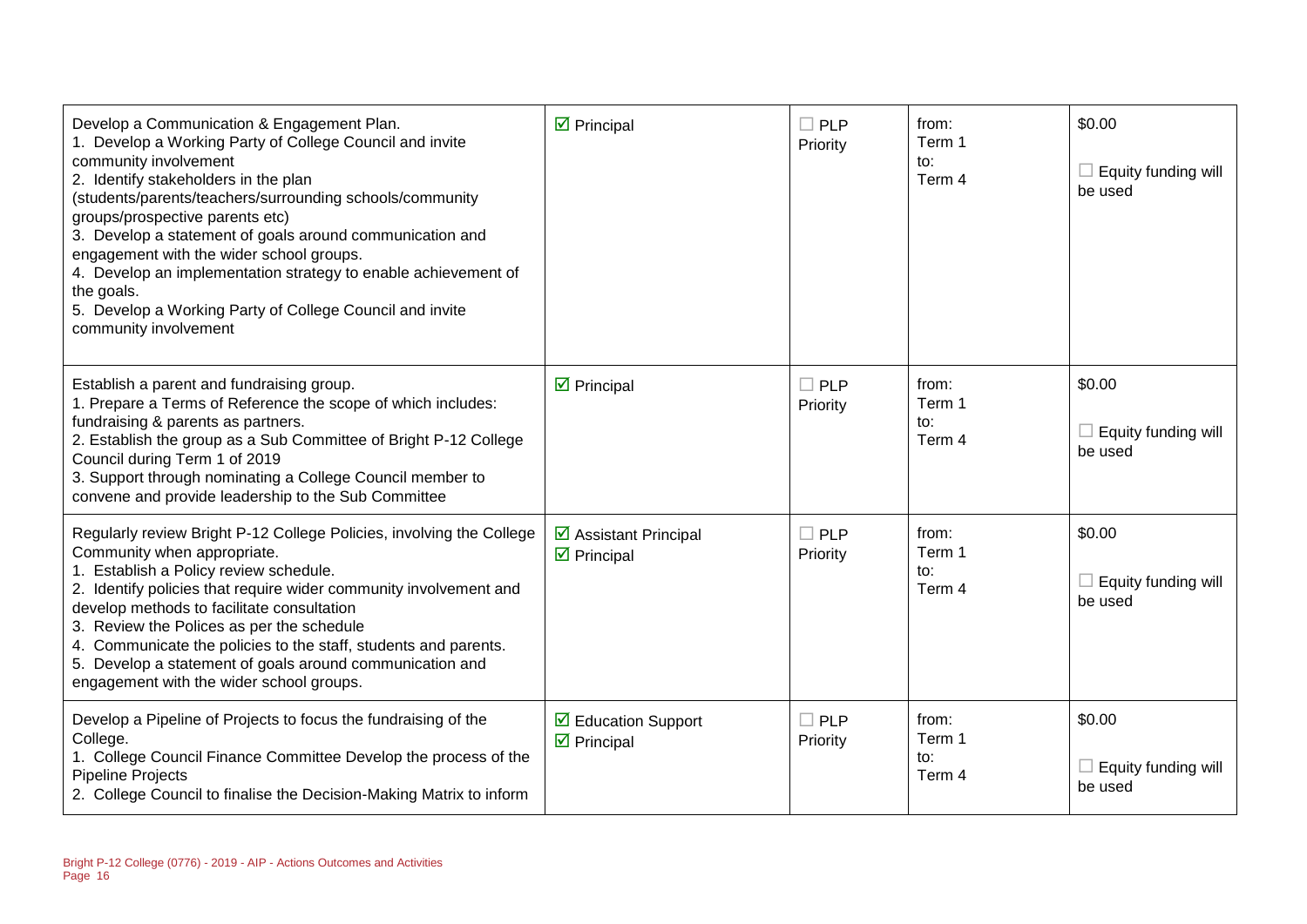| | | | | |
|---|---|---|---|---|
| Develop a Communication & Engagement Plan.<br>1. Develop a Working Party of College Council and invite community involvement<br>2. Identify stakeholders in the plan (students/parents/teachers/surrounding schools/community groups/prospective parents etc)<br>3. Develop a statement of goals around communication and engagement with the wider school groups.<br>4. Develop an implementation strategy to enable achievement of the goals.<br>5. Develop a Working Party of College Council and invite community involvement | ☑ Principal | ☐ PLP Priority | from:<br>Term 1<br>to:<br>Term 4 | $0.00<br><br>☐ Equity funding will be used |
| Establish a parent and fundraising group.<br>1. Prepare a Terms of Reference the scope of which includes: fundraising & parents as partners.<br>2. Establish the group as a Sub Committee of Bright P-12 College Council during Term 1 of 2019<br>3. Support through nominating a College Council member to convene and provide leadership to the Sub Committee | ☑ Principal | ☐ PLP Priority | from:<br>Term 1<br>to:<br>Term 4 | $0.00<br><br>☐ Equity funding will be used |
| Regularly review Bright P-12 College Policies, involving the College Community when appropriate.<br>1. Establish a Policy review schedule.<br>2. Identify policies that require wider community involvement and develop methods to facilitate consultation<br>3. Review the Polices as per the schedule<br>4. Communicate the policies to the staff, students and parents.<br>5. Develop a statement of goals around communication and engagement with the wider school groups. | ☑ Assistant Principal<br>☑ Principal | ☐ PLP Priority | from:<br>Term 1<br>to:<br>Term 4 | $0.00<br><br>☐ Equity funding will be used |
| Develop a Pipeline of Projects to focus the fundraising of the College.<br>1. College Council Finance Committee Develop the process of the Pipeline Projects<br>2. College Council to finalise the Decision-Making Matrix to inform | ☑ Education Support<br>☑ Principal | ☐ PLP Priority | from:<br>Term 1<br>to:<br>Term 4 | $0.00<br><br>☐ Equity funding will be used |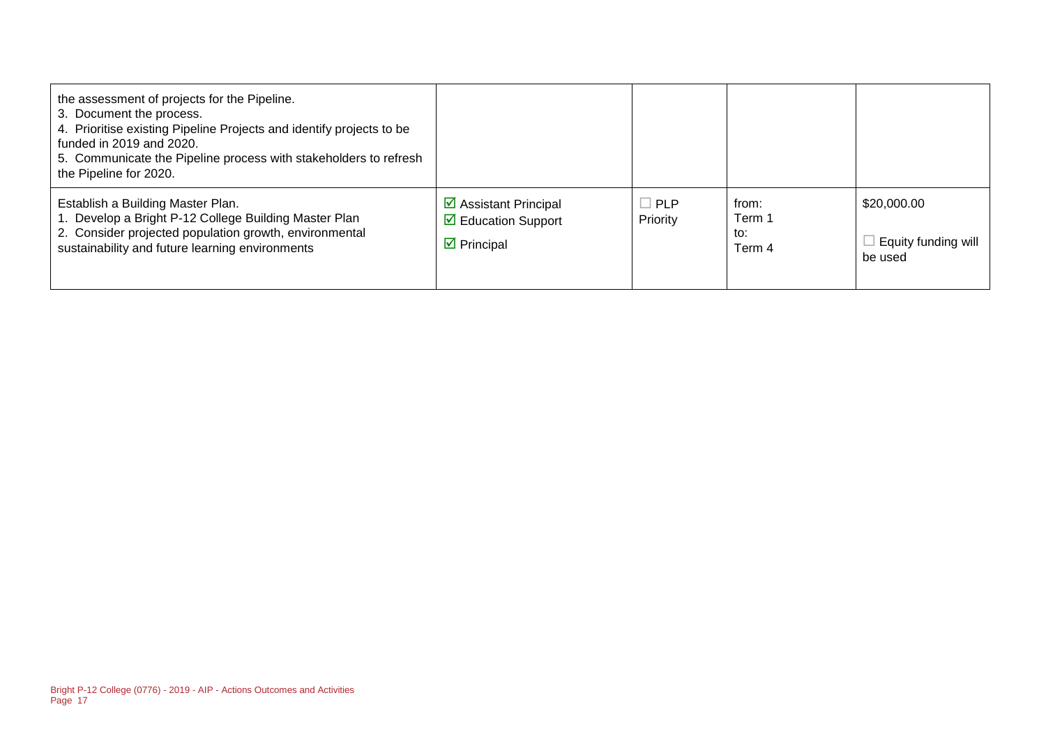| | | | | |
|---|---|---|---|---|
| the assessment of projects for the Pipeline.<br>3. Document the process.<br>4. Prioritise existing Pipeline Projects and identify projects to be funded in 2019 and 2020.<br>5. Communicate the Pipeline process with stakeholders to refresh the Pipeline for 2020. | | | | |
| Establish a Building Master Plan.<br>1. Develop a Bright P-12 College Building Master Plan<br>2. Consider projected population growth, environmental sustainability and future learning environments | ☑ Assistant Principal<br>☑ Education Support<br>☑ Principal | ☐ PLP Priority | from:<br>Term 1<br>to:<br>Term 4 | $20,000.00<br><br>☐ Equity funding will be used |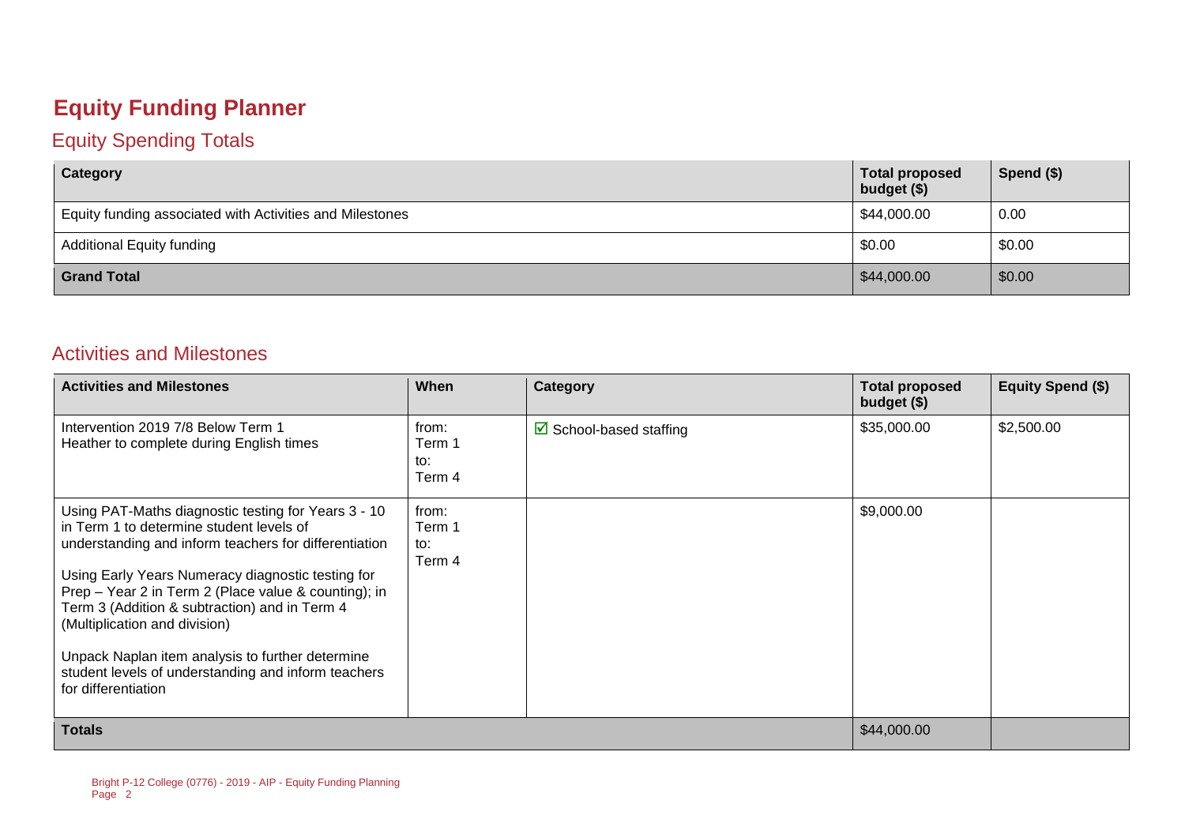# Equity Funding Planner

## Equity Spending Totals

| Category | Total proposed budget ($) | Spend ($) |
|---|---|---|
| Equity funding associated with Activities and Milestones | $44,000.00 | 0.00 |
| Additional Equity funding | $0.00 | $0.00 |
| **Grand Total** | $44,000.00 | $0.00 |

## Activities and Milestones

| Activities and Milestones | When | Category | Total proposed budget ($) | Equity Spend ($) |
|---|---|---|---|---|
| Intervention 2019 7/8 Below Term 1<br>Heather to complete during English times | from:<br>Term 1<br>to:<br>Term 4 | ☑ School-based staffing | $35,000.00 | $2,500.00 |
| Using PAT-Maths diagnostic testing for Years 3 - 10 in Term 1 to determine student levels of understanding and inform teachers for differentiation<br><br>Using Early Years Numeracy diagnostic testing for Prep – Year 2 in Term 2 (Place value & counting); in Term 3 (Addition & subtraction) and in Term 4 (Multiplication and division)<br><br>Unpack Naplan item analysis to further determine student levels of understanding and inform teachers for differentiation | from:<br>Term 1<br>to:<br>Term 4 | | $9,000.00 | |
| **Totals** | | | $44,000.00 | |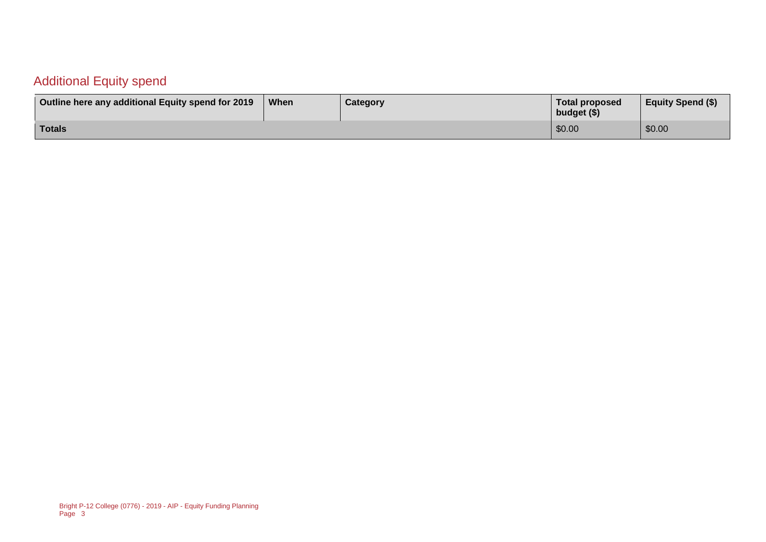## Additional Equity spend

| Outline here any additional Equity spend for 2019 | When | Category | Total proposed budget ($) | Equity Spend ($) |
| --- | --- | --- | --- | --- |
| **Totals** | | | $0.00 | $0.00 |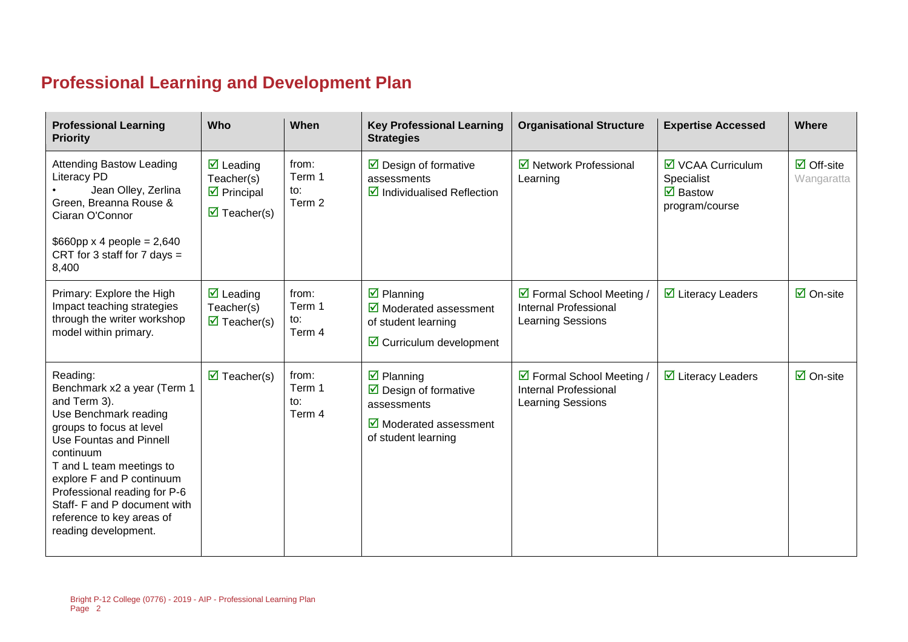## Professional Learning and Development Plan

| Professional Learning Priority | Who | When | Key Professional Learning Strategies | Organisational Structure | Expertise Accessed | Where |
| --- | --- | --- | --- | --- | --- | --- |
| Attending Bastow Leading Literacy PD<br>• Jean Olley, Zerlina Green, Breanna Rouse & Ciaran O'Connor<br><br>$660pp x 4 people = 2,640<br>CRT for 3 staff for 7 days = 8,400 | ☑ Leading Teacher(s)<br>☑ Principal<br>☑ Teacher(s) | from:<br>Term 1<br>to:<br>Term 2 | ☑ Design of formative assessments<br>☑ Individualised Reflection | ☑ Network Professional Learning | ☑ VCAA Curriculum Specialist<br>☑ Bastow program/course | ☑ Off-site<br>Wangaratta |
| Primary: Explore the High Impact teaching strategies through the writer workshop model within primary. | ☑ Leading Teacher(s)<br>☑ Teacher(s) | from:<br>Term 1<br>to:<br>Term 4 | ☑ Planning<br>☑ Moderated assessment of student learning<br>☑ Curriculum development | ☑ Formal School Meeting / Internal Professional Learning Sessions | ☑ Literacy Leaders | ☑ On-site |
| Reading:<br>Benchmark x2 a year (Term 1 and Term 3).<br>Use Benchmark reading groups to focus at level<br>Use Fountas and Pinnell continuum<br>T and L team meetings to explore F and P continuum<br>Professional reading for P-6 Staff- F and P document with reference to key areas of reading development. | ☑ Teacher(s) | from:<br>Term 1<br>to:<br>Term 4 | ☑ Planning<br>☑ Design of formative assessments<br>☑ Moderated assessment of student learning | ☑ Formal School Meeting / Internal Professional Learning Sessions | ☑ Literacy Leaders | ☑ On-site |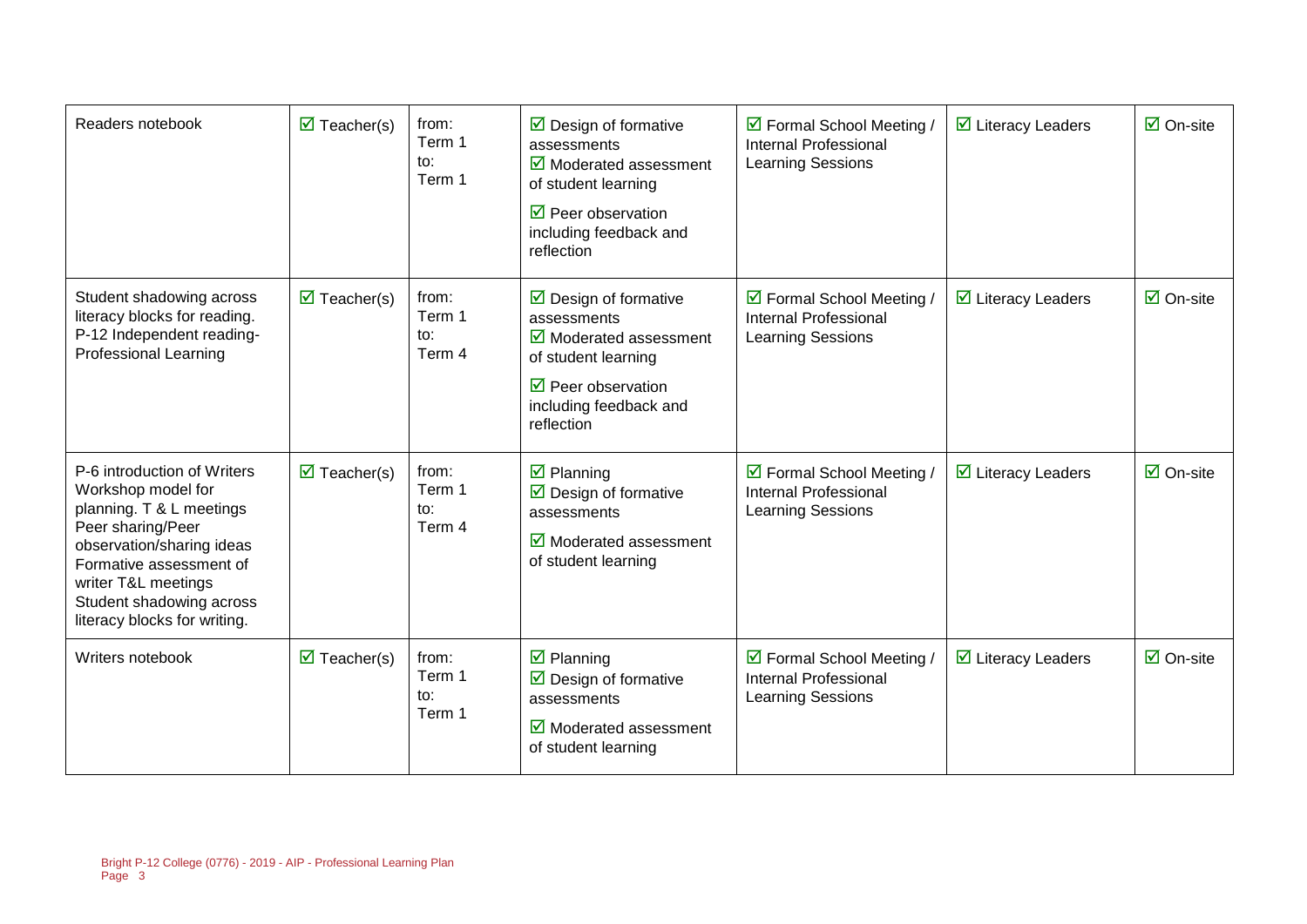| | | | | | | |
|---|---|---|---|---|---|---|
| Readers notebook | ☑ Teacher(s) | from: Term 1 to: Term 1 | ☑ Design of formative assessments ☑ Moderated assessment of student learning ☑ Peer observation including feedback and reflection | ☑ Formal School Meeting / Internal Professional Learning Sessions | ☑ Literacy Leaders | ☑ On-site |
| Student shadowing across literacy blocks for reading. P-12 Independent reading- Professional Learning | ☑ Teacher(s) | from: Term 1 to: Term 4 | ☑ Design of formative assessments ☑ Moderated assessment of student learning ☑ Peer observation including feedback and reflection | ☑ Formal School Meeting / Internal Professional Learning Sessions | ☑ Literacy Leaders | ☑ On-site |
| P-6 introduction of Writers Workshop model for planning. T & L meetings Peer sharing/Peer observation/sharing ideas Formative assessment of writer T&L meetings Student shadowing across literacy blocks for writing. | ☑ Teacher(s) | from: Term 1 to: Term 4 | ☑ Planning ☑ Design of formative assessments ☑ Moderated assessment of student learning | ☑ Formal School Meeting / Internal Professional Learning Sessions | ☑ Literacy Leaders | ☑ On-site |
| Writers notebook | ☑ Teacher(s) | from: Term 1 to: Term 1 | ☑ Planning ☑ Design of formative assessments ☑ Moderated assessment of student learning | ☑ Formal School Meeting / Internal Professional Learning Sessions | ☑ Literacy Leaders | ☑ On-site |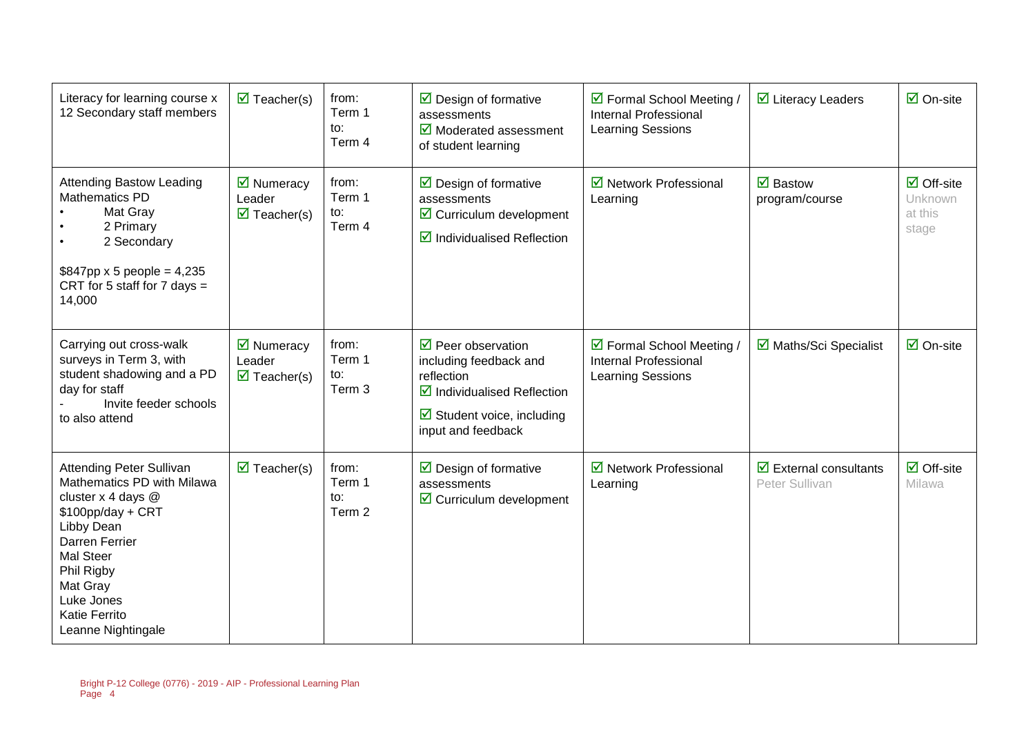| | | | | | | |
|---|---|---|---|---|---|---|
| Literacy for learning course x 12 Secondary staff members | ☑ Teacher(s) | from: Term 1 to: Term 4 | ☑ Design of formative assessments ☑ Moderated assessment of student learning | ☑ Formal School Meeting / Internal Professional Learning Sessions | ☑ Literacy Leaders | ☑ On-site |
| Attending Bastow Leading Mathematics PD<br>• Mat Gray<br>• 2 Primary<br>• 2 Secondary<br><br>$847pp x 5 people = 4,235<br>CRT for 5 staff for 7 days = 14,000 | ☑ Numeracy Leader ☑ Teacher(s) | from: Term 1 to: Term 4 | ☑ Design of formative assessments ☑ Curriculum development ☑ Individualised Reflection | ☑ Network Professional Learning | ☑ Bastow program/course | ☑ Off-site Unknown at this stage |
| Carrying out cross-walk surveys in Term 3, with student shadowing and a PD day for staff<br>- Invite feeder schools to also attend | ☑ Numeracy Leader ☑ Teacher(s) | from: Term 1 to: Term 3 | ☑ Peer observation including feedback and reflection ☑ Individualised Reflection ☑ Student voice, including input and feedback | ☑ Formal School Meeting / Internal Professional Learning Sessions | ☑ Maths/Sci Specialist | ☑ On-site |
| Attending Peter Sullivan Mathematics PD with Milawa cluster x 4 days @ $100pp/day + CRT<br>Libby Dean<br>Darren Ferrier<br>Mal Steer<br>Phil Rigby<br>Mat Gray<br>Luke Jones<br>Katie Ferrito<br>Leanne Nightingale | ☑ Teacher(s) | from: Term 1 to: Term 2 | ☑ Design of formative assessments ☑ Curriculum development | ☑ Network Professional Learning | ☑ External consultants Peter Sullivan | ☑ Off-site Milawa |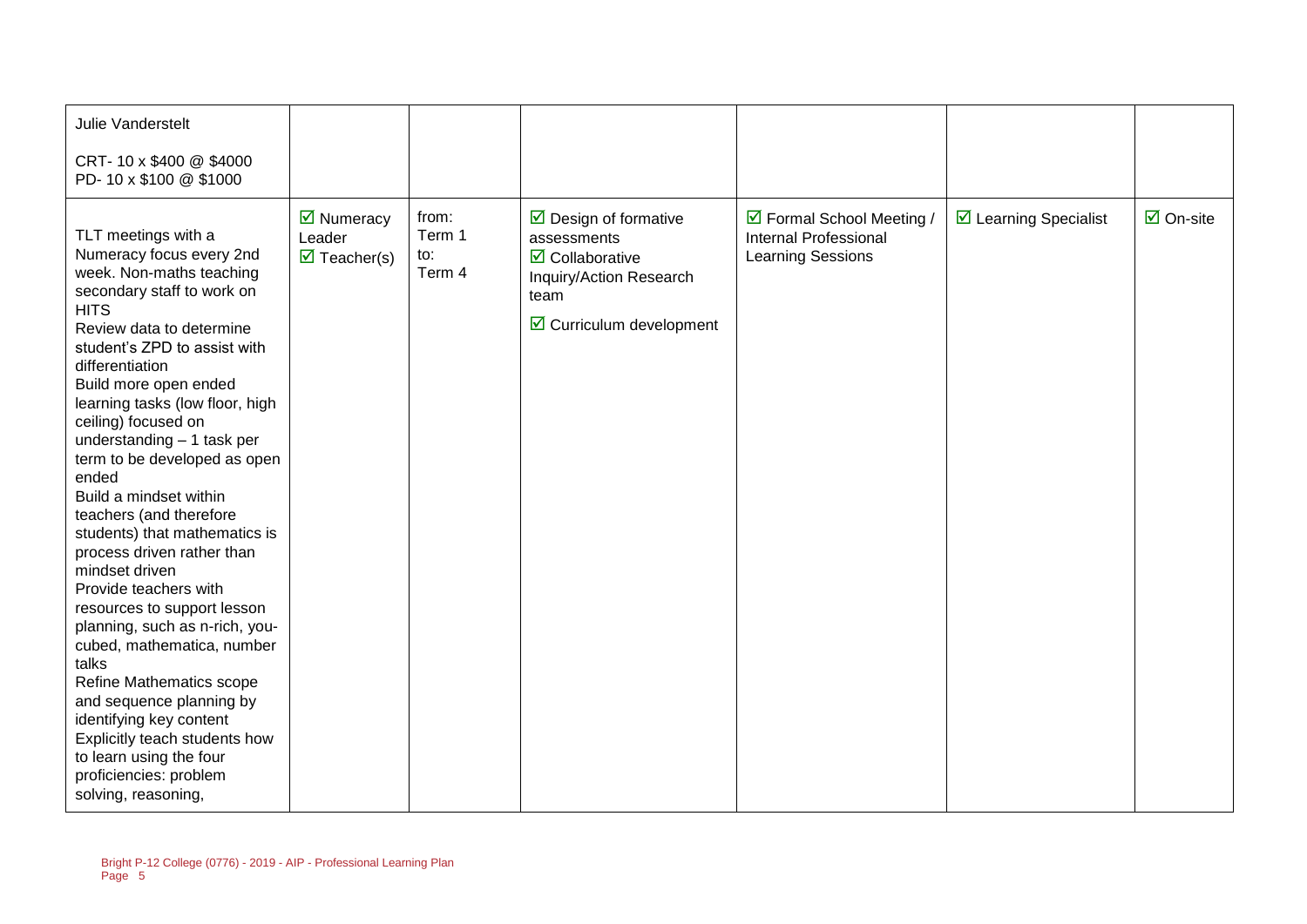| | | | | | | |
|---|---|---|---|---|---|---|
| Julie Vanderstelt<br><br>CRT- 10 x $400 @ $4000<br>PD- 10 x $100 @ $1000 | | | | | | |
| TLT meetings with a Numeracy focus every 2nd week. Non-maths teaching secondary staff to work on HITS<br>Review data to determine student's ZPD to assist with differentiation<br>Build more open ended learning tasks (low floor, high ceiling) focused on understanding – 1 task per term to be developed as open ended<br>Build a mindset within teachers (and therefore students) that mathematics is process driven rather than mindset driven<br>Provide teachers with resources to support lesson planning, such as n-rich, you-cubed, mathematica, number talks<br>Refine Mathematics scope and sequence planning by identifying key content<br>Explicitly teach students how to learn using the four proficiencies: problem solving, reasoning, | ☑ Numeracy Leader<br>☑ Teacher(s) | from:<br>Term 1<br>to:<br>Term 4 | ☑ Design of formative assessments<br>☑ Collaborative Inquiry/Action Research team<br>☑ Curriculum development | ☑ Formal School Meeting / Internal Professional Learning Sessions | ☑ Learning Specialist | ☑ On-site |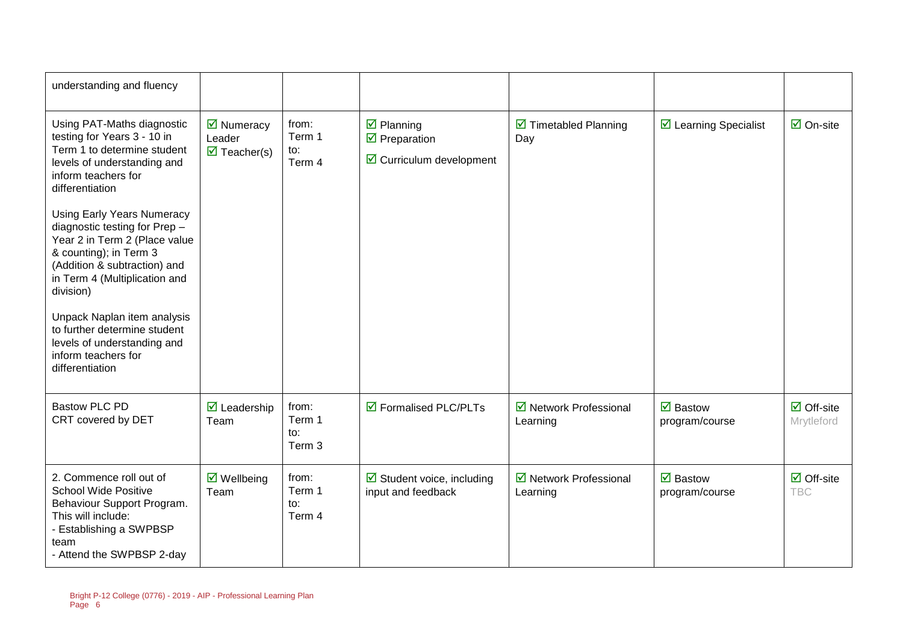| | | | | | | |
|---|---|---|---|---|---|---|
| understanding and fluency | | | | | | |
| Using PAT-Maths diagnostic testing for Years 3 - 10 in Term 1 to determine student levels of understanding and inform teachers for differentiation<br><br>Using Early Years Numeracy diagnostic testing for Prep – Year 2 in Term 2 (Place value & counting); in Term 3 (Addition & subtraction) and in Term 4 (Multiplication and division)<br><br>Unpack Naplan item analysis to further determine student levels of understanding and inform teachers for differentiation | ☑ Numeracy Leader<br>☑ Teacher(s) | from:<br>Term 1<br>to:<br>Term 4 | ☑ Planning<br>☑ Preparation<br>☑ Curriculum development | ☑ Timetabled Planning Day | ☑ Learning Specialist | ☑ On-site |
| Bastow PLC PD<br>CRT covered by DET | ☑ Leadership Team | from:<br>Term 1<br>to:<br>Term 3 | ☑ Formalised PLC/PLTs | ☑ Network Professional Learning | ☑ Bastow program/course | ☑ Off-site<br>Mrytleford |
| 2. Commence roll out of School Wide Positive Behaviour Support Program. This will include:<br>- Establishing a SWPBSP team<br>- Attend the SWPBSP 2-day | ☑ Wellbeing Team | from:<br>Term 1<br>to:<br>Term 4 | ☑ Student voice, including input and feedback | ☑ Network Professional Learning | ☑ Bastow program/course | ☑ Off-site<br>TBC |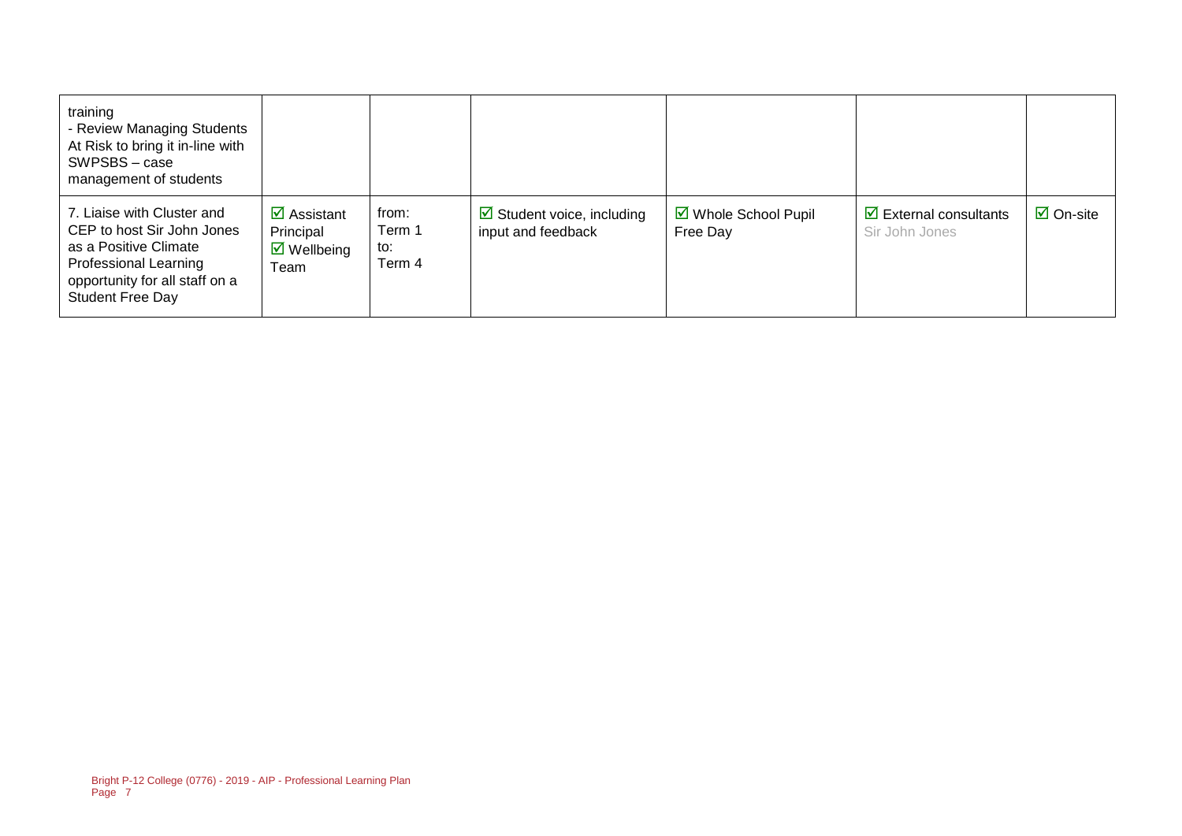| | | | | | | |
|---|---|---|---|---|---|---|
| training<br>- Review Managing Students At Risk to bring it in-line with SWPSBS – case management of students | | | | | | |
| 7. Liaise with Cluster and CEP to host Sir John Jones as a Positive Climate Professional Learning opportunity for all staff on a Student Free Day | ☑ Assistant Principal<br>☑ Wellbeing Team | from: Term 1<br>to: Term 4 | ☑ Student voice, including input and feedback | ☑ Whole School Pupil Free Day | ☑ External consultants<br>Sir John Jones | ☑ On-site |